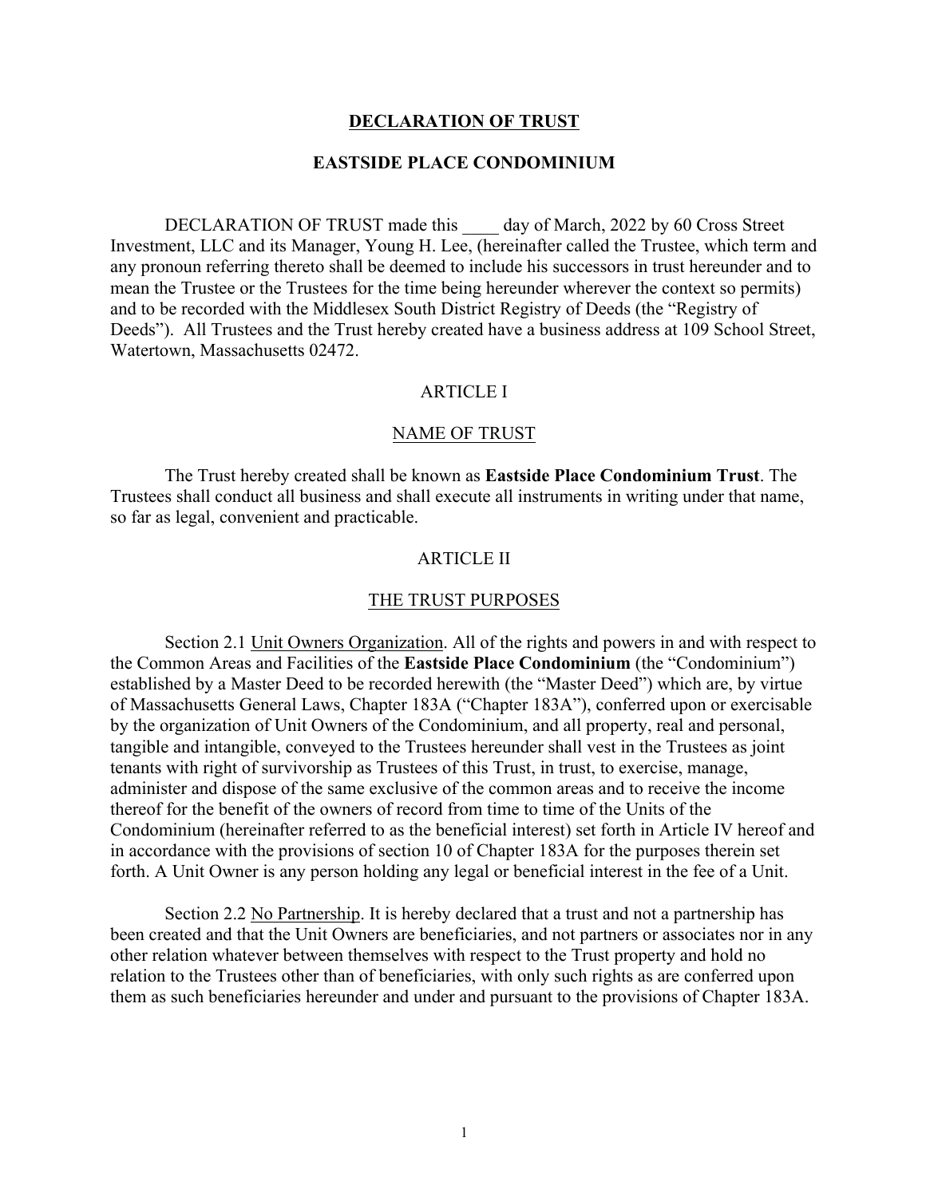# DECLARATION OF TRUST

## EASTSIDE PLACE CONDOMINIUM

DECLARATION OF TRUST made this ____ day of March, 2022 by 60 Cross Street Investment, LLC and its Manager, Young H. Lee, (hereinafter called the Trustee, which term and any pronoun referring thereto shall be deemed to include his successors in trust hereunder and to mean the Trustee or the Trustees for the time being hereunder wherever the context so permits) and to be recorded with the Middlesex South District Registry of Deeds (the "Registry of Deeds"). All Trustees and the Trust hereby created have a business address at 109 School Street, Watertown, Massachusetts 02472.

## ARTICLE I

## NAME OF TRUST

The Trust hereby created shall be known as **Eastside Place Condominium Trust**. The Trustees shall conduct all business and shall execute all instruments in writing under that name, so far as legal, convenient and practicable.

## ARTICLE II

## THE TRUST PURPOSES

Section 2.1 Unit Owners Organization. All of the rights and powers in and with respect to the Common Areas and Facilities of the **Eastside Place Condominium** (the "Condominium") established by a Master Deed to be recorded herewith (the "Master Deed") which are, by virtue of Massachusetts General Laws, Chapter 183A ("Chapter 183A"), conferred upon or exercisable by the organization of Unit Owners of the Condominium, and all property, real and personal, tangible and intangible, conveyed to the Trustees hereunder shall vest in the Trustees as joint tenants with right of survivorship as Trustees of this Trust, in trust, to exercise, manage, administer and dispose of the same exclusive of the common areas and to receive the income thereof for the benefit of the owners of record from time to time of the Units of the Condominium (hereinafter referred to as the beneficial interest) set forth in Article IV hereof and in accordance with the provisions of section 10 of Chapter 183A for the purposes therein set forth. A Unit Owner is any person holding any legal or beneficial interest in the fee of a Unit.

Section 2.2 No Partnership. It is hereby declared that a trust and not a partnership has been created and that the Unit Owners are beneficiaries, and not partners or associates nor in any other relation whatever between themselves with respect to the Trust property and hold no relation to the Trustees other than of beneficiaries, with only such rights as are conferred upon them as such beneficiaries hereunder and under and pursuant to the provisions of Chapter 183A.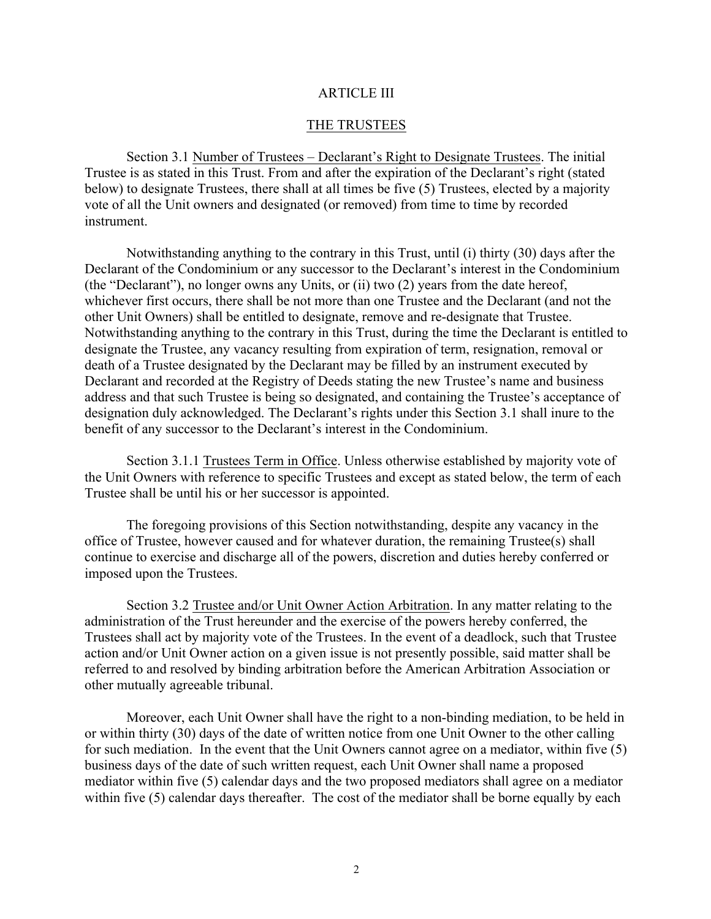## ARTICLE III

## THE TRUSTEES

Section 3.1 Number of Trustees – Declarant's Right to Designate Trustees. The initial Trustee is as stated in this Trust. From and after the expiration of the Declarant's right (stated below) to designate Trustees, there shall at all times be five (5) Trustees, elected by a majority vote of all the Unit owners and designated (or removed) from time to time by recorded instrument.

Notwithstanding anything to the contrary in this Trust, until (i) thirty (30) days after the Declarant of the Condominium or any successor to the Declarant's interest in the Condominium (the "Declarant"), no longer owns any Units, or (ii) two (2) years from the date hereof, whichever first occurs, there shall be not more than one Trustee and the Declarant (and not the other Unit Owners) shall be entitled to designate, remove and re-designate that Trustee. Notwithstanding anything to the contrary in this Trust, during the time the Declarant is entitled to designate the Trustee, any vacancy resulting from expiration of term, resignation, removal or death of a Trustee designated by the Declarant may be filled by an instrument executed by Declarant and recorded at the Registry of Deeds stating the new Trustee's name and business address and that such Trustee is being so designated, and containing the Trustee's acceptance of designation duly acknowledged. The Declarant's rights under this Section 3.1 shall inure to the benefit of any successor to the Declarant's interest in the Condominium.

Section 3.1.1 Trustees Term in Office. Unless otherwise established by majority vote of the Unit Owners with reference to specific Trustees and except as stated below, the term of each Trustee shall be until his or her successor is appointed.

The foregoing provisions of this Section notwithstanding, despite any vacancy in the office of Trustee, however caused and for whatever duration, the remaining Trustee(s) shall continue to exercise and discharge all of the powers, discretion and duties hereby conferred or imposed upon the Trustees.

Section 3.2 Trustee and/or Unit Owner Action Arbitration. In any matter relating to the administration of the Trust hereunder and the exercise of the powers hereby conferred, the Trustees shall act by majority vote of the Trustees. In the event of a deadlock, such that Trustee action and/or Unit Owner action on a given issue is not presently possible, said matter shall be referred to and resolved by binding arbitration before the American Arbitration Association or other mutually agreeable tribunal.

Moreover, each Unit Owner shall have the right to a non-binding mediation, to be held in or within thirty (30) days of the date of written notice from one Unit Owner to the other calling for such mediation. In the event that the Unit Owners cannot agree on a mediator, within five (5) business days of the date of such written request, each Unit Owner shall name a proposed mediator within five (5) calendar days and the two proposed mediators shall agree on a mediator within five (5) calendar days thereafter. The cost of the mediator shall be borne equally by each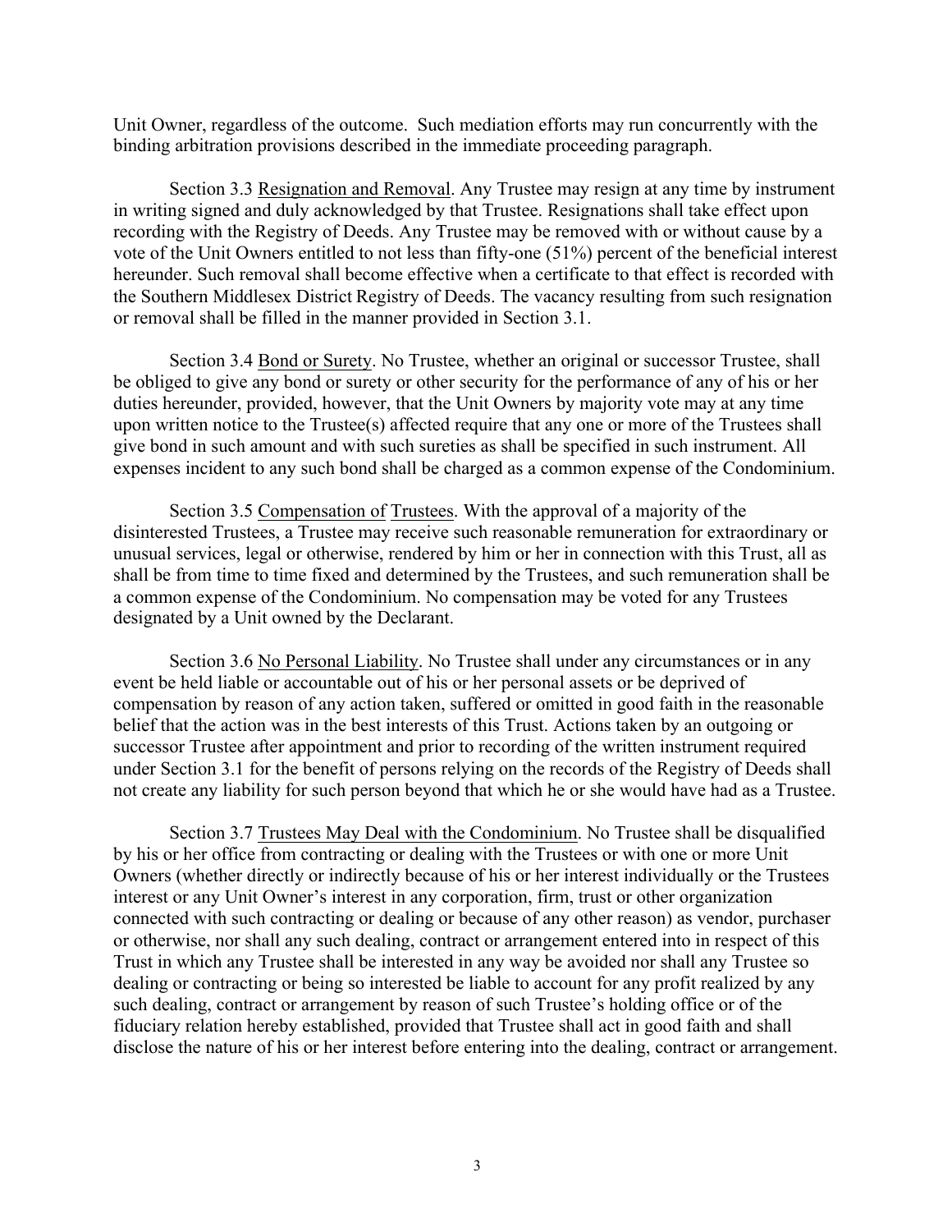Unit Owner, regardless of the outcome. Such mediation efforts may run concurrently with the binding arbitration provisions described in the immediate proceeding paragraph.

Section 3.3 Resignation and Removal. Any Trustee may resign at any time by instrument in writing signed and duly acknowledged by that Trustee. Resignations shall take effect upon recording with the Registry of Deeds. Any Trustee may be removed with or without cause by a vote of the Unit Owners entitled to not less than fifty-one (51%) percent of the beneficial interest hereunder. Such removal shall become effective when a certificate to that effect is recorded with the Southern Middlesex District Registry of Deeds. The vacancy resulting from such resignation or removal shall be filled in the manner provided in Section 3.1.

Section 3.4 Bond or Surety. No Trustee, whether an original or successor Trustee, shall be obliged to give any bond or surety or other security for the performance of any of his or her duties hereunder, provided, however, that the Unit Owners by majority vote may at any time upon written notice to the Trustee(s) affected require that any one or more of the Trustees shall give bond in such amount and with such sureties as shall be specified in such instrument. All expenses incident to any such bond shall be charged as a common expense of the Condominium.

Section 3.5 Compensation of Trustees. With the approval of a majority of the disinterested Trustees, a Trustee may receive such reasonable remuneration for extraordinary or unusual services, legal or otherwise, rendered by him or her in connection with this Trust, all as shall be from time to time fixed and determined by the Trustees, and such remuneration shall be a common expense of the Condominium. No compensation may be voted for any Trustees designated by a Unit owned by the Declarant.

Section 3.6 No Personal Liability. No Trustee shall under any circumstances or in any event be held liable or accountable out of his or her personal assets or be deprived of compensation by reason of any action taken, suffered or omitted in good faith in the reasonable belief that the action was in the best interests of this Trust. Actions taken by an outgoing or successor Trustee after appointment and prior to recording of the written instrument required under Section 3.1 for the benefit of persons relying on the records of the Registry of Deeds shall not create any liability for such person beyond that which he or she would have had as a Trustee.

Section 3.7 Trustees May Deal with the Condominium. No Trustee shall be disqualified by his or her office from contracting or dealing with the Trustees or with one or more Unit Owners (whether directly or indirectly because of his or her interest individually or the Trustees interest or any Unit Owner's interest in any corporation, firm, trust or other organization connected with such contracting or dealing or because of any other reason) as vendor, purchaser or otherwise, nor shall any such dealing, contract or arrangement entered into in respect of this Trust in which any Trustee shall be interested in any way be avoided nor shall any Trustee so dealing or contracting or being so interested be liable to account for any profit realized by any such dealing, contract or arrangement by reason of such Trustee's holding office or of the fiduciary relation hereby established, provided that Trustee shall act in good faith and shall disclose the nature of his or her interest before entering into the dealing, contract or arrangement.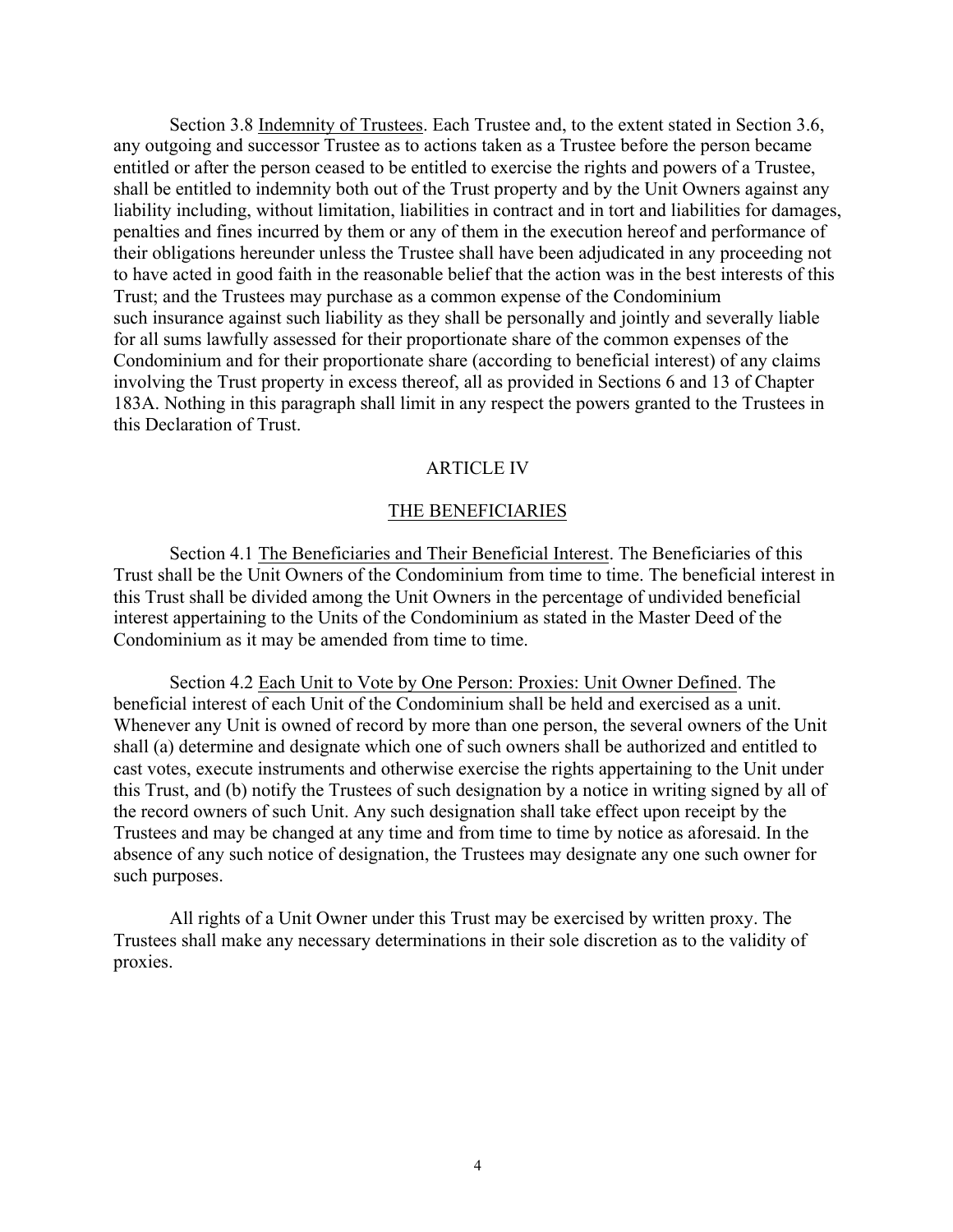Section 3.8 Indemnity of Trustees. Each Trustee and, to the extent stated in Section 3.6, any outgoing and successor Trustee as to actions taken as a Trustee before the person became entitled or after the person ceased to be entitled to exercise the rights and powers of a Trustee, shall be entitled to indemnity both out of the Trust property and by the Unit Owners against any liability including, without limitation, liabilities in contract and in tort and liabilities for damages, penalties and fines incurred by them or any of them in the execution hereof and performance of their obligations hereunder unless the Trustee shall have been adjudicated in any proceeding not to have acted in good faith in the reasonable belief that the action was in the best interests of this Trust; and the Trustees may purchase as a common expense of the Condominium such insurance against such liability as they shall be personally and jointly and severally liable for all sums lawfully assessed for their proportionate share of the common expenses of the Condominium and for their proportionate share (according to beneficial interest) of any claims involving the Trust property in excess thereof, all as provided in Sections 6 and 13 of Chapter 183A. Nothing in this paragraph shall limit in any respect the powers granted to the Trustees in this Declaration of Trust.

## ARTICLE IV

## THE BENEFICIARIES

Section 4.1 The Beneficiaries and Their Beneficial Interest. The Beneficiaries of this Trust shall be the Unit Owners of the Condominium from time to time. The beneficial interest in this Trust shall be divided among the Unit Owners in the percentage of undivided beneficial interest appertaining to the Units of the Condominium as stated in the Master Deed of the Condominium as it may be amended from time to time.

Section 4.2 Each Unit to Vote by One Person: Proxies: Unit Owner Defined. The beneficial interest of each Unit of the Condominium shall be held and exercised as a unit. Whenever any Unit is owned of record by more than one person, the several owners of the Unit shall (a) determine and designate which one of such owners shall be authorized and entitled to cast votes, execute instruments and otherwise exercise the rights appertaining to the Unit under this Trust, and (b) notify the Trustees of such designation by a notice in writing signed by all of the record owners of such Unit. Any such designation shall take effect upon receipt by the Trustees and may be changed at any time and from time to time by notice as aforesaid. In the absence of any such notice of designation, the Trustees may designate any one such owner for such purposes.

All rights of a Unit Owner under this Trust may be exercised by written proxy. The Trustees shall make any necessary determinations in their sole discretion as to the validity of proxies.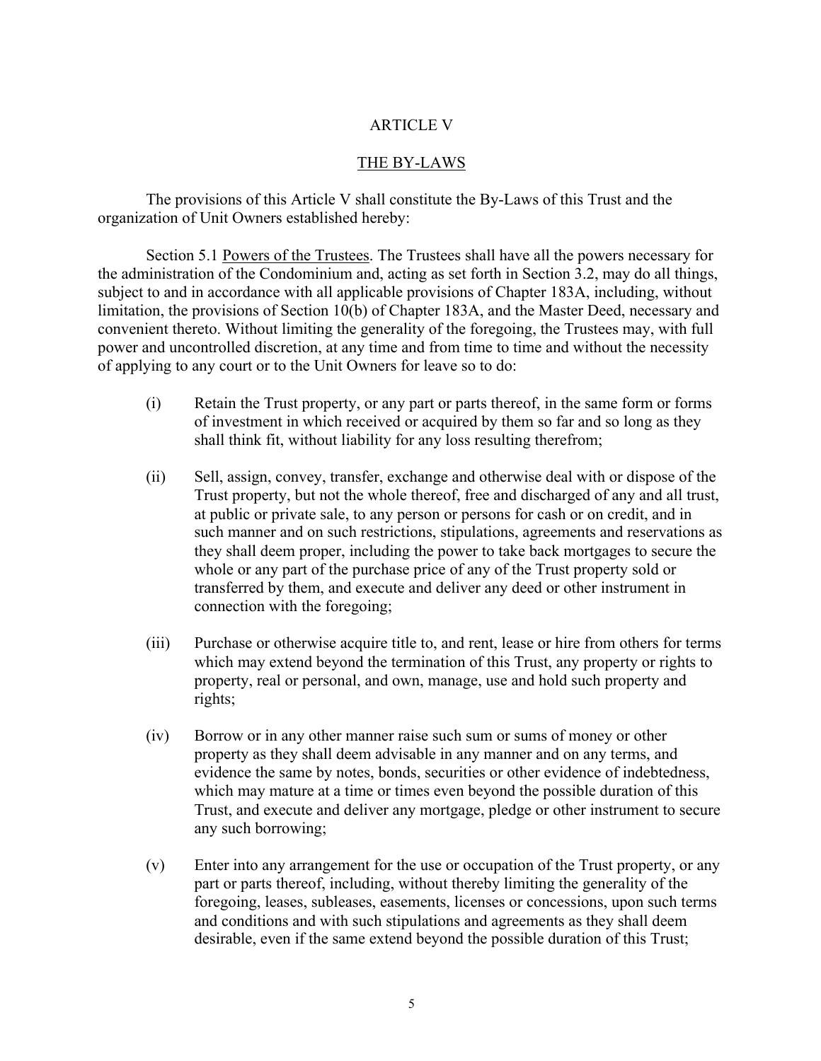# ARTICLE V

## THE BY-LAWS

The provisions of this Article V shall constitute the By-Laws of this Trust and the organization of Unit Owners established hereby:

Section 5.1 Powers of the Trustees. The Trustees shall have all the powers necessary for the administration of the Condominium and, acting as set forth in Section 3.2, may do all things, subject to and in accordance with all applicable provisions of Chapter 183A, including, without limitation, the provisions of Section 10(b) of Chapter 183A, and the Master Deed, necessary and convenient thereto. Without limiting the generality of the foregoing, the Trustees may, with full power and uncontrolled discretion, at any time and from time to time and without the necessity of applying to any court or to the Unit Owners for leave so to do:

(i) Retain the Trust property, or any part or parts thereof, in the same form or forms of investment in which received or acquired by them so far and so long as they shall think fit, without liability for any loss resulting therefrom;

(ii) Sell, assign, convey, transfer, exchange and otherwise deal with or dispose of the Trust property, but not the whole thereof, free and discharged of any and all trust, at public or private sale, to any person or persons for cash or on credit, and in such manner and on such restrictions, stipulations, agreements and reservations as they shall deem proper, including the power to take back mortgages to secure the whole or any part of the purchase price of any of the Trust property sold or transferred by them, and execute and deliver any deed or other instrument in connection with the foregoing;

(iii) Purchase or otherwise acquire title to, and rent, lease or hire from others for terms which may extend beyond the termination of this Trust, any property or rights to property, real or personal, and own, manage, use and hold such property and rights;

(iv) Borrow or in any other manner raise such sum or sums of money or other property as they shall deem advisable in any manner and on any terms, and evidence the same by notes, bonds, securities or other evidence of indebtedness, which may mature at a time or times even beyond the possible duration of this Trust, and execute and deliver any mortgage, pledge or other instrument to secure any such borrowing;

(v) Enter into any arrangement for the use or occupation of the Trust property, or any part or parts thereof, including, without thereby limiting the generality of the foregoing, leases, subleases, easements, licenses or concessions, upon such terms and conditions and with such stipulations and agreements as they shall deem desirable, even if the same extend beyond the possible duration of this Trust;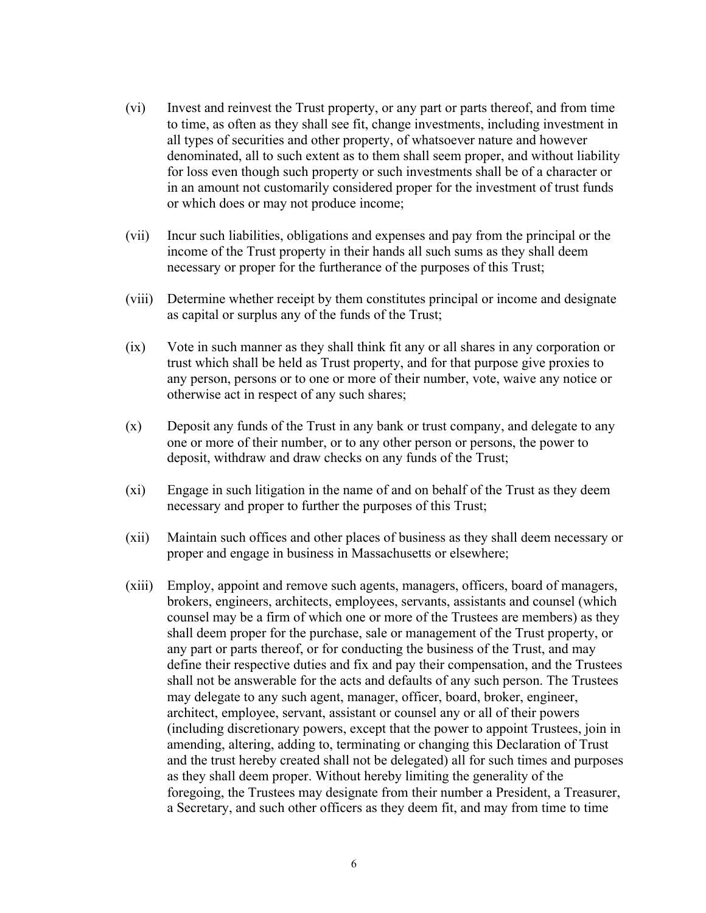(vi) Invest and reinvest the Trust property, or any part or parts thereof, and from time to time, as often as they shall see fit, change investments, including investment in all types of securities and other property, of whatsoever nature and however denominated, all to such extent as to them shall seem proper, and without liability for loss even though such property or such investments shall be of a character or in an amount not customarily considered proper for the investment of trust funds or which does or may not produce income;

(vii) Incur such liabilities, obligations and expenses and pay from the principal or the income of the Trust property in their hands all such sums as they shall deem necessary or proper for the furtherance of the purposes of this Trust;

(viii) Determine whether receipt by them constitutes principal or income and designate as capital or surplus any of the funds of the Trust;

(ix) Vote in such manner as they shall think fit any or all shares in any corporation or trust which shall be held as Trust property, and for that purpose give proxies to any person, persons or to one or more of their number, vote, waive any notice or otherwise act in respect of any such shares;

(x) Deposit any funds of the Trust in any bank or trust company, and delegate to any one or more of their number, or to any other person or persons, the power to deposit, withdraw and draw checks on any funds of the Trust;

(xi) Engage in such litigation in the name of and on behalf of the Trust as they deem necessary and proper to further the purposes of this Trust;

(xii) Maintain such offices and other places of business as they shall deem necessary or proper and engage in business in Massachusetts or elsewhere;

(xiii) Employ, appoint and remove such agents, managers, officers, board of managers, brokers, engineers, architects, employees, servants, assistants and counsel (which counsel may be a firm of which one or more of the Trustees are members) as they shall deem proper for the purchase, sale or management of the Trust property, or any part or parts thereof, or for conducting the business of the Trust, and may define their respective duties and fix and pay their compensation, and the Trustees shall not be answerable for the acts and defaults of any such person. The Trustees may delegate to any such agent, manager, officer, board, broker, engineer, architect, employee, servant, assistant or counsel any or all of their powers (including discretionary powers, except that the power to appoint Trustees, join in amending, altering, adding to, terminating or changing this Declaration of Trust and the trust hereby created shall not be delegated) all for such times and purposes as they shall deem proper. Without hereby limiting the generality of the foregoing, the Trustees may designate from their number a President, a Treasurer, a Secretary, and such other officers as they deem fit, and may from time to time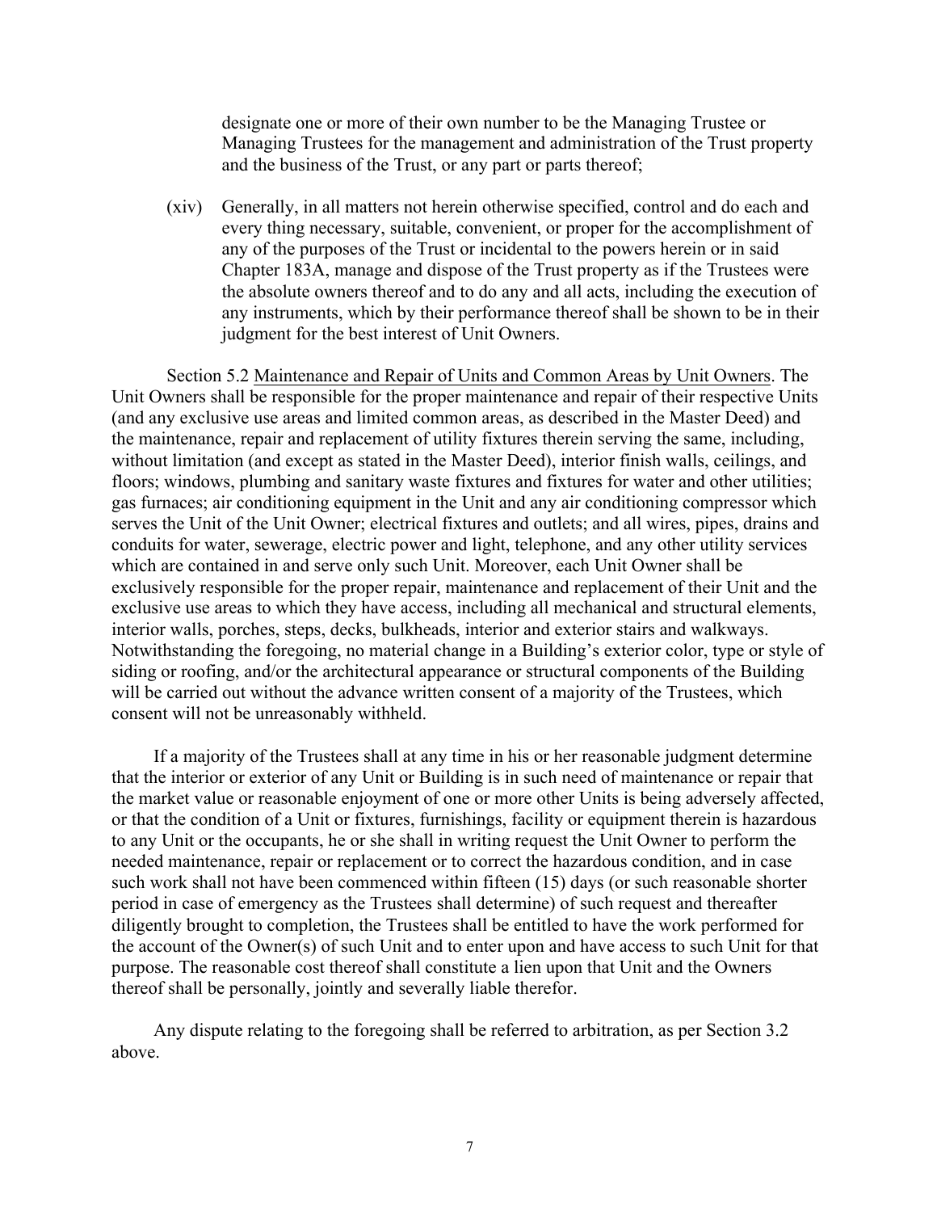designate one or more of their own number to be the Managing Trustee or Managing Trustees for the management and administration of the Trust property and the business of the Trust, or any part or parts thereof;

(xiv) Generally, in all matters not herein otherwise specified, control and do each and every thing necessary, suitable, convenient, or proper for the accomplishment of any of the purposes of the Trust or incidental to the powers herein or in said Chapter 183A, manage and dispose of the Trust property as if the Trustees were the absolute owners thereof and to do any and all acts, including the execution of any instruments, which by their performance thereof shall be shown to be in their judgment for the best interest of Unit Owners.

Section 5.2 <u>Maintenance and Repair of Units and Common Areas by Unit Owners</u>. The Unit Owners shall be responsible for the proper maintenance and repair of their respective Units (and any exclusive use areas and limited common areas, as described in the Master Deed) and the maintenance, repair and replacement of utility fixtures therein serving the same, including, without limitation (and except as stated in the Master Deed), interior finish walls, ceilings, and floors; windows, plumbing and sanitary waste fixtures and fixtures for water and other utilities; gas furnaces; air conditioning equipment in the Unit and any air conditioning compressor which serves the Unit of the Unit Owner; electrical fixtures and outlets; and all wires, pipes, drains and conduits for water, sewerage, electric power and light, telephone, and any other utility services which are contained in and serve only such Unit. Moreover, each Unit Owner shall be exclusively responsible for the proper repair, maintenance and replacement of their Unit and the exclusive use areas to which they have access, including all mechanical and structural elements, interior walls, porches, steps, decks, bulkheads, interior and exterior stairs and walkways. Notwithstanding the foregoing, no material change in a Building's exterior color, type or style of siding or roofing, and/or the architectural appearance or structural components of the Building will be carried out without the advance written consent of a majority of the Trustees, which consent will not be unreasonably withheld.

If a majority of the Trustees shall at any time in his or her reasonable judgment determine that the interior or exterior of any Unit or Building is in such need of maintenance or repair that the market value or reasonable enjoyment of one or more other Units is being adversely affected, or that the condition of a Unit or fixtures, furnishings, facility or equipment therein is hazardous to any Unit or the occupants, he or she shall in writing request the Unit Owner to perform the needed maintenance, repair or replacement or to correct the hazardous condition, and in case such work shall not have been commenced within fifteen (15) days (or such reasonable shorter period in case of emergency as the Trustees shall determine) of such request and thereafter diligently brought to completion, the Trustees shall be entitled to have the work performed for the account of the Owner(s) of such Unit and to enter upon and have access to such Unit for that purpose. The reasonable cost thereof shall constitute a lien upon that Unit and the Owners thereof shall be personally, jointly and severally liable therefor.

Any dispute relating to the foregoing shall be referred to arbitration, as per Section 3.2 above.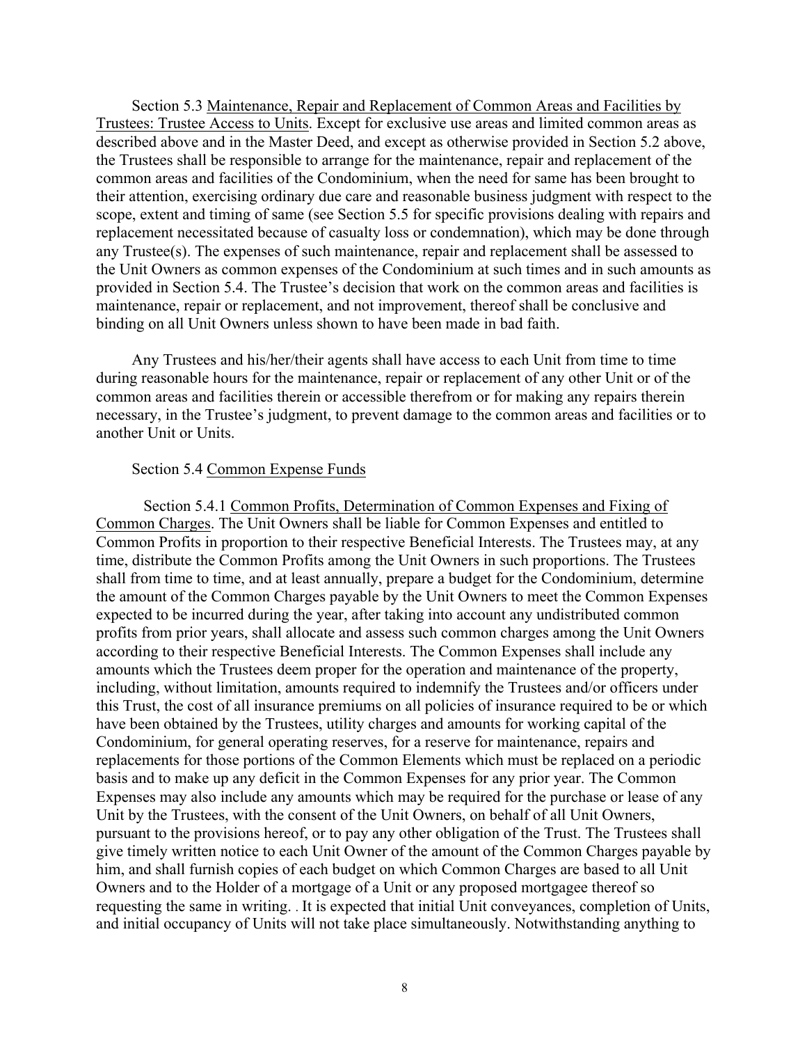Section 5.3 <u>Maintenance, Repair and Replacement of Common Areas and Facilities by Trustees: Trustee Access to Units</u>. Except for exclusive use areas and limited common areas as described above and in the Master Deed, and except as otherwise provided in Section 5.2 above, the Trustees shall be responsible to arrange for the maintenance, repair and replacement of the common areas and facilities of the Condominium, when the need for same has been brought to their attention, exercising ordinary due care and reasonable business judgment with respect to the scope, extent and timing of same (see Section 5.5 for specific provisions dealing with repairs and replacement necessitated because of casualty loss or condemnation), which may be done through any Trustee(s). The expenses of such maintenance, repair and replacement shall be assessed to the Unit Owners as common expenses of the Condominium at such times and in such amounts as provided in Section 5.4. The Trustee's decision that work on the common areas and facilities is maintenance, repair or replacement, and not improvement, thereof shall be conclusive and binding on all Unit Owners unless shown to have been made in bad faith.

Any Trustees and his/her/their agents shall have access to each Unit from time to time during reasonable hours for the maintenance, repair or replacement of any other Unit or of the common areas and facilities therein or accessible therefrom or for making any repairs therein necessary, in the Trustee's judgment, to prevent damage to the common areas and facilities or to another Unit or Units.

Section 5.4 <u>Common Expense Funds</u>

Section 5.4.1 <u>Common Profits, Determination of Common Expenses and Fixing of Common Charges</u>. The Unit Owners shall be liable for Common Expenses and entitled to Common Profits in proportion to their respective Beneficial Interests. The Trustees may, at any time, distribute the Common Profits among the Unit Owners in such proportions. The Trustees shall from time to time, and at least annually, prepare a budget for the Condominium, determine the amount of the Common Charges payable by the Unit Owners to meet the Common Expenses expected to be incurred during the year, after taking into account any undistributed common profits from prior years, shall allocate and assess such common charges among the Unit Owners according to their respective Beneficial Interests. The Common Expenses shall include any amounts which the Trustees deem proper for the operation and maintenance of the property, including, without limitation, amounts required to indemnify the Trustees and/or officers under this Trust, the cost of all insurance premiums on all policies of insurance required to be or which have been obtained by the Trustees, utility charges and amounts for working capital of the Condominium, for general operating reserves, for a reserve for maintenance, repairs and replacements for those portions of the Common Elements which must be replaced on a periodic basis and to make up any deficit in the Common Expenses for any prior year. The Common Expenses may also include any amounts which may be required for the purchase or lease of any Unit by the Trustees, with the consent of the Unit Owners, on behalf of all Unit Owners, pursuant to the provisions hereof, or to pay any other obligation of the Trust. The Trustees shall give timely written notice to each Unit Owner of the amount of the Common Charges payable by him, and shall furnish copies of each budget on which Common Charges are based to all Unit Owners and to the Holder of a mortgage of a Unit or any proposed mortgagee thereof so requesting the same in writing. . It is expected that initial Unit conveyances, completion of Units, and initial occupancy of Units will not take place simultaneously. Notwithstanding anything to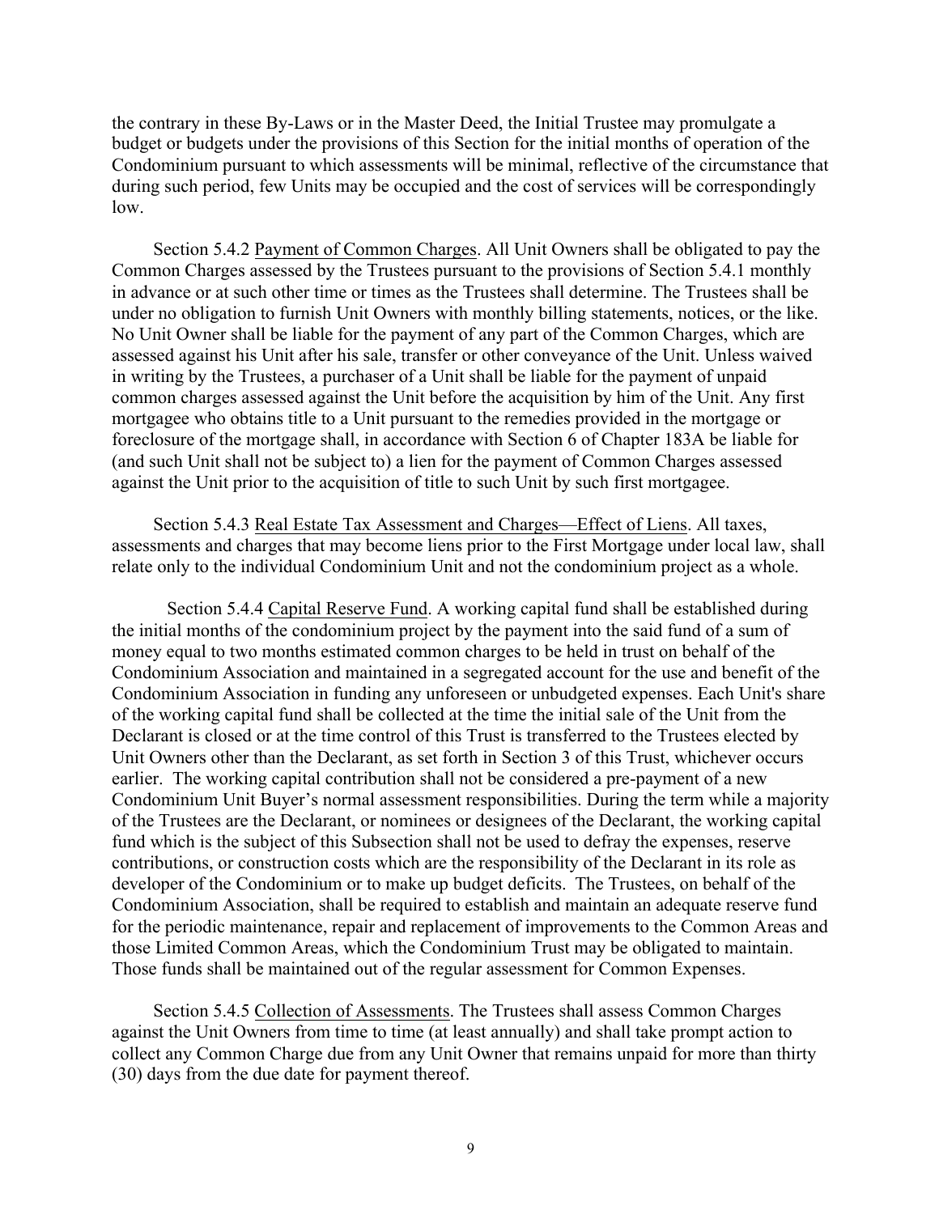the contrary in these By-Laws or in the Master Deed, the Initial Trustee may promulgate a budget or budgets under the provisions of this Section for the initial months of operation of the Condominium pursuant to which assessments will be minimal, reflective of the circumstance that during such period, few Units may be occupied and the cost of services will be correspondingly low.

Section 5.4.2 Payment of Common Charges. All Unit Owners shall be obligated to pay the Common Charges assessed by the Trustees pursuant to the provisions of Section 5.4.1 monthly in advance or at such other time or times as the Trustees shall determine. The Trustees shall be under no obligation to furnish Unit Owners with monthly billing statements, notices, or the like. No Unit Owner shall be liable for the payment of any part of the Common Charges, which are assessed against his Unit after his sale, transfer or other conveyance of the Unit. Unless waived in writing by the Trustees, a purchaser of a Unit shall be liable for the payment of unpaid common charges assessed against the Unit before the acquisition by him of the Unit. Any first mortgagee who obtains title to a Unit pursuant to the remedies provided in the mortgage or foreclosure of the mortgage shall, in accordance with Section 6 of Chapter 183A be liable for (and such Unit shall not be subject to) a lien for the payment of Common Charges assessed against the Unit prior to the acquisition of title to such Unit by such first mortgagee.

Section 5.4.3 Real Estate Tax Assessment and Charges—Effect of Liens. All taxes, assessments and charges that may become liens prior to the First Mortgage under local law, shall relate only to the individual Condominium Unit and not the condominium project as a whole.

Section 5.4.4 Capital Reserve Fund. A working capital fund shall be established during the initial months of the condominium project by the payment into the said fund of a sum of money equal to two months estimated common charges to be held in trust on behalf of the Condominium Association and maintained in a segregated account for the use and benefit of the Condominium Association in funding any unforeseen or unbudgeted expenses. Each Unit's share of the working capital fund shall be collected at the time the initial sale of the Unit from the Declarant is closed or at the time control of this Trust is transferred to the Trustees elected by Unit Owners other than the Declarant, as set forth in Section 3 of this Trust, whichever occurs earlier. The working capital contribution shall not be considered a pre-payment of a new Condominium Unit Buyer's normal assessment responsibilities. During the term while a majority of the Trustees are the Declarant, or nominees or designees of the Declarant, the working capital fund which is the subject of this Subsection shall not be used to defray the expenses, reserve contributions, or construction costs which are the responsibility of the Declarant in its role as developer of the Condominium or to make up budget deficits. The Trustees, on behalf of the Condominium Association, shall be required to establish and maintain an adequate reserve fund for the periodic maintenance, repair and replacement of improvements to the Common Areas and those Limited Common Areas, which the Condominium Trust may be obligated to maintain. Those funds shall be maintained out of the regular assessment for Common Expenses.

Section 5.4.5 Collection of Assessments. The Trustees shall assess Common Charges against the Unit Owners from time to time (at least annually) and shall take prompt action to collect any Common Charge due from any Unit Owner that remains unpaid for more than thirty (30) days from the due date for payment thereof.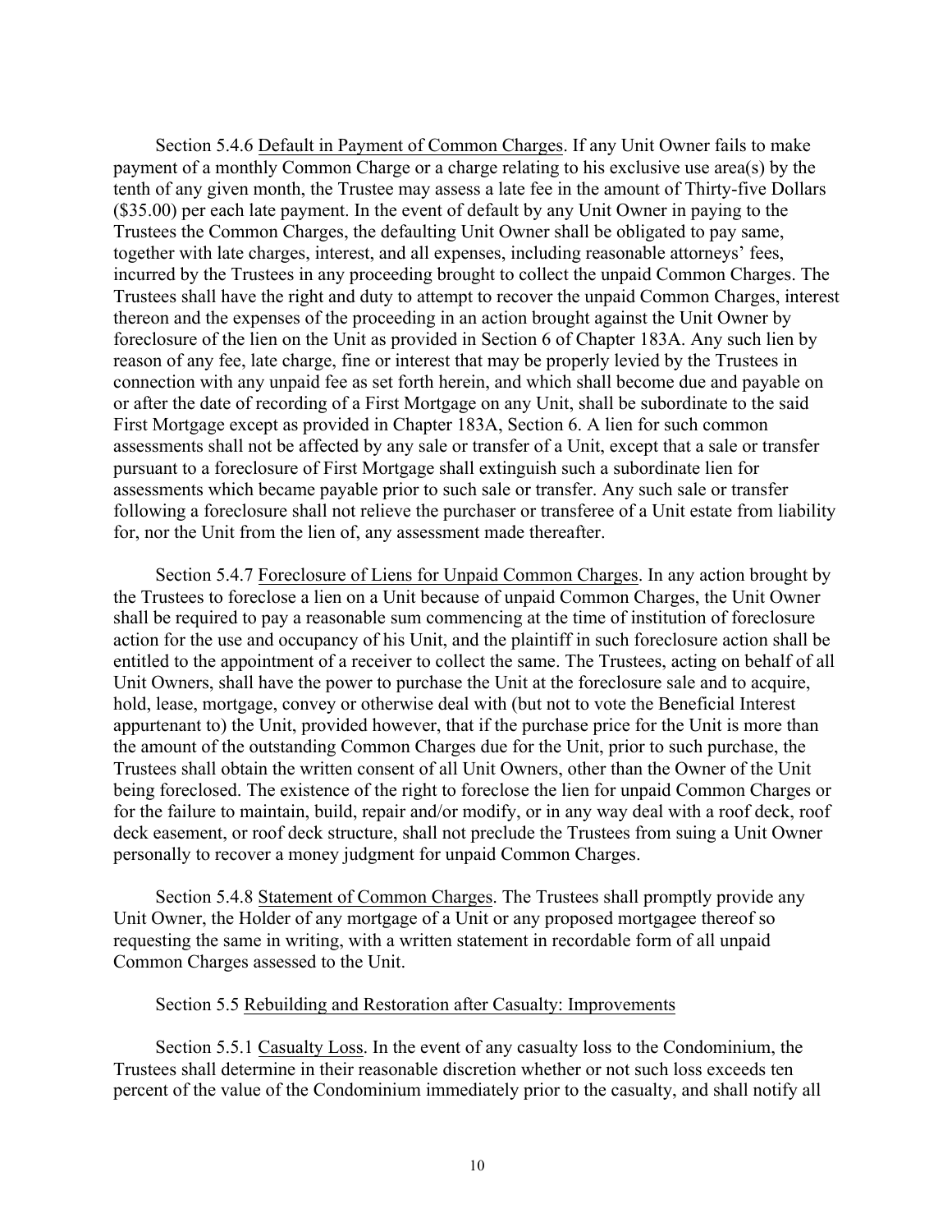Section 5.4.6 Default in Payment of Common Charges. If any Unit Owner fails to make payment of a monthly Common Charge or a charge relating to his exclusive use area(s) by the tenth of any given month, the Trustee may assess a late fee in the amount of Thirty-five Dollars ($35.00) per each late payment. In the event of default by any Unit Owner in paying to the Trustees the Common Charges, the defaulting Unit Owner shall be obligated to pay same, together with late charges, interest, and all expenses, including reasonable attorneys' fees, incurred by the Trustees in any proceeding brought to collect the unpaid Common Charges. The Trustees shall have the right and duty to attempt to recover the unpaid Common Charges, interest thereon and the expenses of the proceeding in an action brought against the Unit Owner by foreclosure of the lien on the Unit as provided in Section 6 of Chapter 183A. Any such lien by reason of any fee, late charge, fine or interest that may be properly levied by the Trustees in connection with any unpaid fee as set forth herein, and which shall become due and payable on or after the date of recording of a First Mortgage on any Unit, shall be subordinate to the said First Mortgage except as provided in Chapter 183A, Section 6. A lien for such common assessments shall not be affected by any sale or transfer of a Unit, except that a sale or transfer pursuant to a foreclosure of First Mortgage shall extinguish such a subordinate lien for assessments which became payable prior to such sale or transfer. Any such sale or transfer following a foreclosure shall not relieve the purchaser or transferee of a Unit estate from liability for, nor the Unit from the lien of, any assessment made thereafter.

Section 5.4.7 Foreclosure of Liens for Unpaid Common Charges. In any action brought by the Trustees to foreclose a lien on a Unit because of unpaid Common Charges, the Unit Owner shall be required to pay a reasonable sum commencing at the time of institution of foreclosure action for the use and occupancy of his Unit, and the plaintiff in such foreclosure action shall be entitled to the appointment of a receiver to collect the same. The Trustees, acting on behalf of all Unit Owners, shall have the power to purchase the Unit at the foreclosure sale and to acquire, hold, lease, mortgage, convey or otherwise deal with (but not to vote the Beneficial Interest appurtenant to) the Unit, provided however, that if the purchase price for the Unit is more than the amount of the outstanding Common Charges due for the Unit, prior to such purchase, the Trustees shall obtain the written consent of all Unit Owners, other than the Owner of the Unit being foreclosed. The existence of the right to foreclose the lien for unpaid Common Charges or for the failure to maintain, build, repair and/or modify, or in any way deal with a roof deck, roof deck easement, or roof deck structure, shall not preclude the Trustees from suing a Unit Owner personally to recover a money judgment for unpaid Common Charges.

Section 5.4.8 Statement of Common Charges. The Trustees shall promptly provide any Unit Owner, the Holder of any mortgage of a Unit or any proposed mortgagee thereof so requesting the same in writing, with a written statement in recordable form of all unpaid Common Charges assessed to the Unit.

Section 5.5 Rebuilding and Restoration after Casualty: Improvements

Section 5.5.1 Casualty Loss. In the event of any casualty loss to the Condominium, the Trustees shall determine in their reasonable discretion whether or not such loss exceeds ten percent of the value of the Condominium immediately prior to the casualty, and shall notify all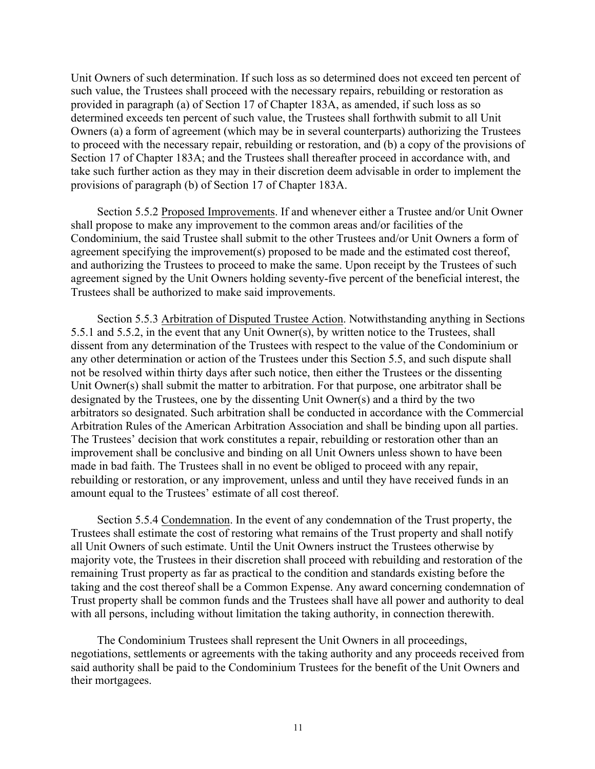Unit Owners of such determination. If such loss as so determined does not exceed ten percent of such value, the Trustees shall proceed with the necessary repairs, rebuilding or restoration as provided in paragraph (a) of Section 17 of Chapter 183A, as amended, if such loss as so determined exceeds ten percent of such value, the Trustees shall forthwith submit to all Unit Owners (a) a form of agreement (which may be in several counterparts) authorizing the Trustees to proceed with the necessary repair, rebuilding or restoration, and (b) a copy of the provisions of Section 17 of Chapter 183A; and the Trustees shall thereafter proceed in accordance with, and take such further action as they may in their discretion deem advisable in order to implement the provisions of paragraph (b) of Section 17 of Chapter 183A.

Section 5.5.2 Proposed Improvements. If and whenever either a Trustee and/or Unit Owner shall propose to make any improvement to the common areas and/or facilities of the Condominium, the said Trustee shall submit to the other Trustees and/or Unit Owners a form of agreement specifying the improvement(s) proposed to be made and the estimated cost thereof, and authorizing the Trustees to proceed to make the same. Upon receipt by the Trustees of such agreement signed by the Unit Owners holding seventy-five percent of the beneficial interest, the Trustees shall be authorized to make said improvements.

Section 5.5.3 Arbitration of Disputed Trustee Action. Notwithstanding anything in Sections 5.5.1 and 5.5.2, in the event that any Unit Owner(s), by written notice to the Trustees, shall dissent from any determination of the Trustees with respect to the value of the Condominium or any other determination or action of the Trustees under this Section 5.5, and such dispute shall not be resolved within thirty days after such notice, then either the Trustees or the dissenting Unit Owner(s) shall submit the matter to arbitration. For that purpose, one arbitrator shall be designated by the Trustees, one by the dissenting Unit Owner(s) and a third by the two arbitrators so designated. Such arbitration shall be conducted in accordance with the Commercial Arbitration Rules of the American Arbitration Association and shall be binding upon all parties. The Trustees' decision that work constitutes a repair, rebuilding or restoration other than an improvement shall be conclusive and binding on all Unit Owners unless shown to have been made in bad faith. The Trustees shall in no event be obliged to proceed with any repair, rebuilding or restoration, or any improvement, unless and until they have received funds in an amount equal to the Trustees' estimate of all cost thereof.

Section 5.5.4 Condemnation. In the event of any condemnation of the Trust property, the Trustees shall estimate the cost of restoring what remains of the Trust property and shall notify all Unit Owners of such estimate. Until the Unit Owners instruct the Trustees otherwise by majority vote, the Trustees in their discretion shall proceed with rebuilding and restoration of the remaining Trust property as far as practical to the condition and standards existing before the taking and the cost thereof shall be a Common Expense. Any award concerning condemnation of Trust property shall be common funds and the Trustees shall have all power and authority to deal with all persons, including without limitation the taking authority, in connection therewith.

The Condominium Trustees shall represent the Unit Owners in all proceedings, negotiations, settlements or agreements with the taking authority and any proceeds received from said authority shall be paid to the Condominium Trustees for the benefit of the Unit Owners and their mortgagees.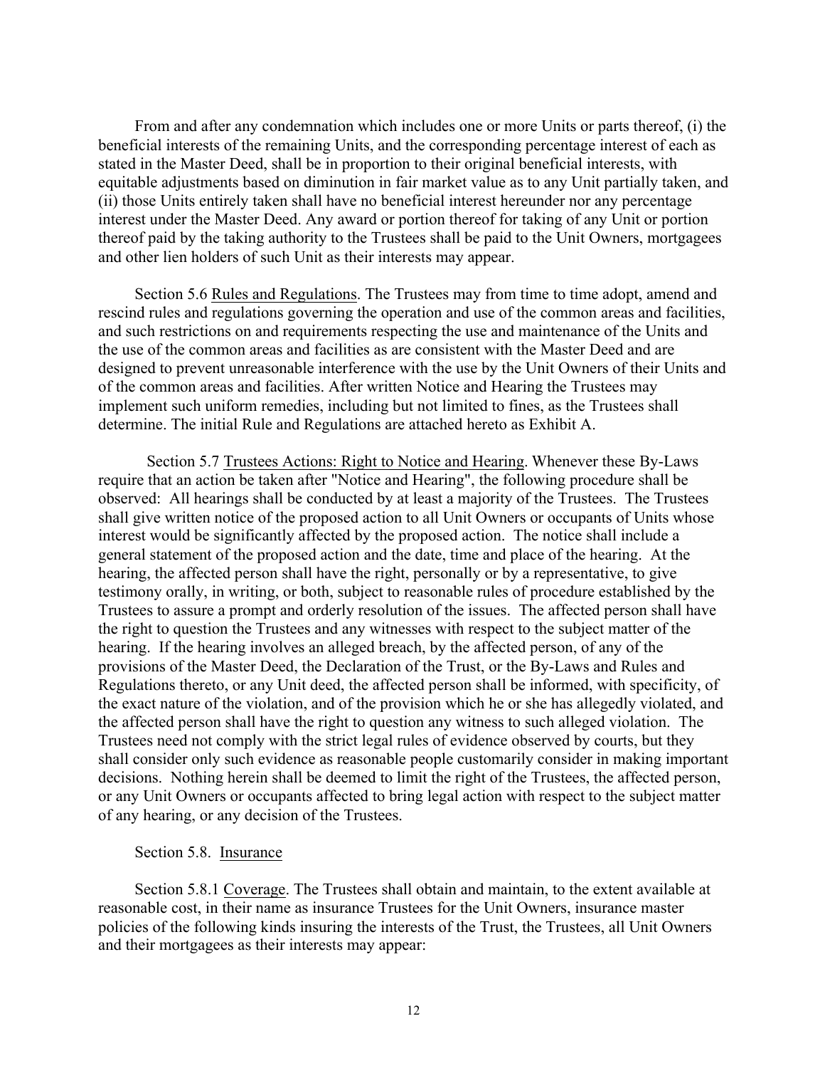From and after any condemnation which includes one or more Units or parts thereof, (i) the beneficial interests of the remaining Units, and the corresponding percentage interest of each as stated in the Master Deed, shall be in proportion to their original beneficial interests, with equitable adjustments based on diminution in fair market value as to any Unit partially taken, and (ii) those Units entirely taken shall have no beneficial interest hereunder nor any percentage interest under the Master Deed. Any award or portion thereof for taking of any Unit or portion thereof paid by the taking authority to the Trustees shall be paid to the Unit Owners, mortgagees and other lien holders of such Unit as their interests may appear.

Section 5.6 <u>Rules and Regulations</u>. The Trustees may from time to time adopt, amend and rescind rules and regulations governing the operation and use of the common areas and facilities, and such restrictions on and requirements respecting the use and maintenance of the Units and the use of the common areas and facilities as are consistent with the Master Deed and are designed to prevent unreasonable interference with the use by the Unit Owners of their Units and of the common areas and facilities. After written Notice and Hearing the Trustees may implement such uniform remedies, including but not limited to fines, as the Trustees shall determine. The initial Rule and Regulations are attached hereto as Exhibit A.

Section 5.7 <u>Trustees Actions: Right to Notice and Hearing</u>. Whenever these By-Laws require that an action be taken after "Notice and Hearing", the following procedure shall be observed: All hearings shall be conducted by at least a majority of the Trustees. The Trustees shall give written notice of the proposed action to all Unit Owners or occupants of Units whose interest would be significantly affected by the proposed action. The notice shall include a general statement of the proposed action and the date, time and place of the hearing. At the hearing, the affected person shall have the right, personally or by a representative, to give testimony orally, in writing, or both, subject to reasonable rules of procedure established by the Trustees to assure a prompt and orderly resolution of the issues. The affected person shall have the right to question the Trustees and any witnesses with respect to the subject matter of the hearing. If the hearing involves an alleged breach, by the affected person, of any of the provisions of the Master Deed, the Declaration of the Trust, or the By-Laws and Rules and Regulations thereto, or any Unit deed, the affected person shall be informed, with specificity, of the exact nature of the violation, and of the provision which he or she has allegedly violated, and the affected person shall have the right to question any witness to such alleged violation. The Trustees need not comply with the strict legal rules of evidence observed by courts, but they shall consider only such evidence as reasonable people customarily consider in making important decisions. Nothing herein shall be deemed to limit the right of the Trustees, the affected person, or any Unit Owners or occupants affected to bring legal action with respect to the subject matter of any hearing, or any decision of the Trustees.

Section 5.8. <u>Insurance</u>

Section 5.8.1 <u>Coverage</u>. The Trustees shall obtain and maintain, to the extent available at reasonable cost, in their name as insurance Trustees for the Unit Owners, insurance master policies of the following kinds insuring the interests of the Trust, the Trustees, all Unit Owners and their mortgagees as their interests may appear: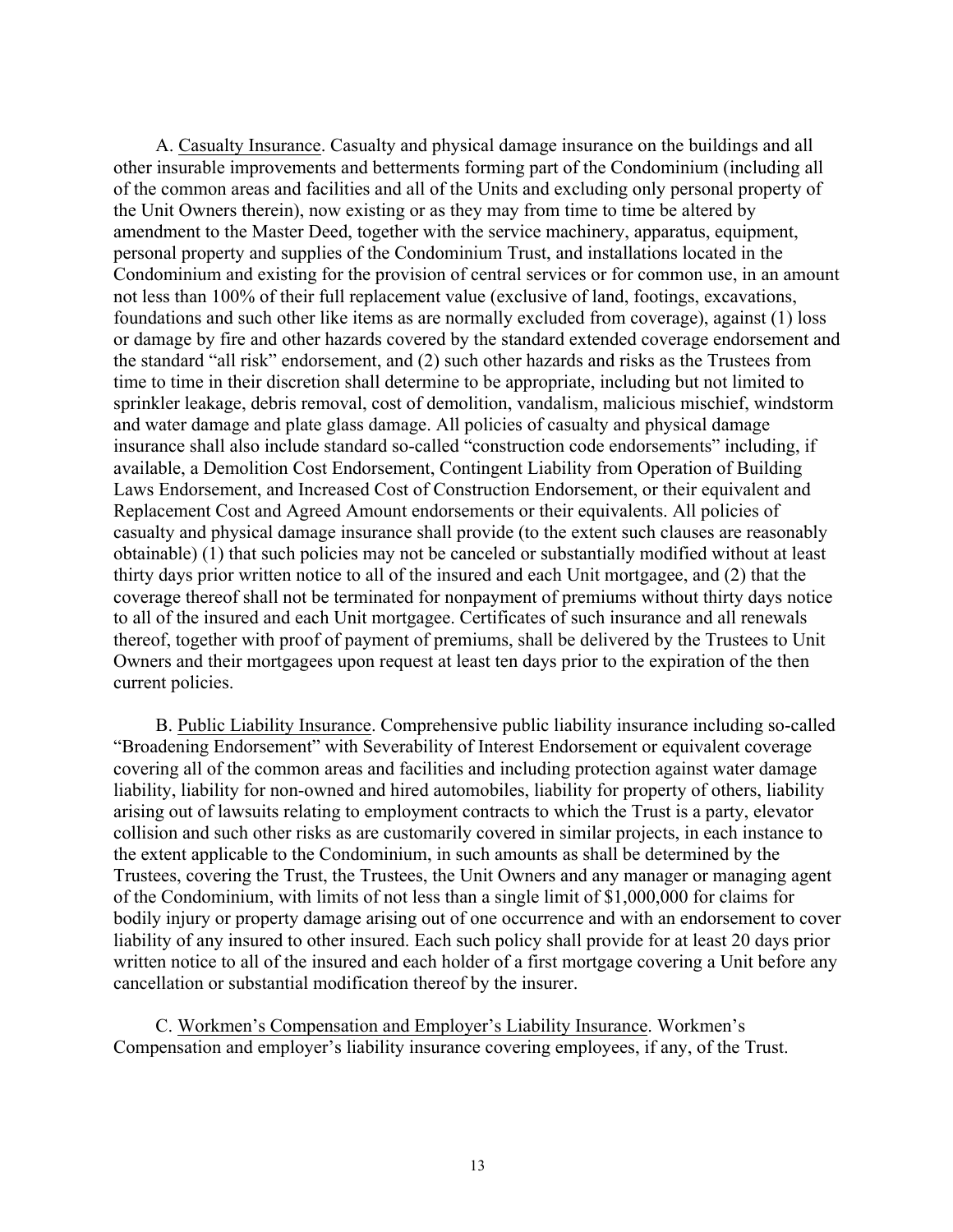A. <u>Casualty Insurance</u>. Casualty and physical damage insurance on the buildings and all other insurable improvements and betterments forming part of the Condominium (including all of the common areas and facilities and all of the Units and excluding only personal property of the Unit Owners therein), now existing or as they may from time to time be altered by amendment to the Master Deed, together with the service machinery, apparatus, equipment, personal property and supplies of the Condominium Trust, and installations located in the Condominium and existing for the provision of central services or for common use, in an amount not less than 100% of their full replacement value (exclusive of land, footings, excavations, foundations and such other like items as are normally excluded from coverage), against (1) loss or damage by fire and other hazards covered by the standard extended coverage endorsement and the standard "all risk" endorsement, and (2) such other hazards and risks as the Trustees from time to time in their discretion shall determine to be appropriate, including but not limited to sprinkler leakage, debris removal, cost of demolition, vandalism, malicious mischief, windstorm and water damage and plate glass damage. All policies of casualty and physical damage insurance shall also include standard so-called "construction code endorsements" including, if available, a Demolition Cost Endorsement, Contingent Liability from Operation of Building Laws Endorsement, and Increased Cost of Construction Endorsement, or their equivalent and Replacement Cost and Agreed Amount endorsements or their equivalents. All policies of casualty and physical damage insurance shall provide (to the extent such clauses are reasonably obtainable) (1) that such policies may not be canceled or substantially modified without at least thirty days prior written notice to all of the insured and each Unit mortgagee, and (2) that the coverage thereof shall not be terminated for nonpayment of premiums without thirty days notice to all of the insured and each Unit mortgagee. Certificates of such insurance and all renewals thereof, together with proof of payment of premiums, shall be delivered by the Trustees to Unit Owners and their mortgagees upon request at least ten days prior to the expiration of the then current policies.

B. <u>Public Liability Insurance</u>. Comprehensive public liability insurance including so-called "Broadening Endorsement" with Severability of Interest Endorsement or equivalent coverage covering all of the common areas and facilities and including protection against water damage liability, liability for non-owned and hired automobiles, liability for property of others, liability arising out of lawsuits relating to employment contracts to which the Trust is a party, elevator collision and such other risks as are customarily covered in similar projects, in each instance to the extent applicable to the Condominium, in such amounts as shall be determined by the Trustees, covering the Trust, the Trustees, the Unit Owners and any manager or managing agent of the Condominium, with limits of not less than a single limit of $1,000,000 for claims for bodily injury or property damage arising out of one occurrence and with an endorsement to cover liability of any insured to other insured. Each such policy shall provide for at least 20 days prior written notice to all of the insured and each holder of a first mortgage covering a Unit before any cancellation or substantial modification thereof by the insurer.

C. <u>Workmen's Compensation and Employer's Liability Insurance</u>. Workmen's Compensation and employer's liability insurance covering employees, if any, of the Trust.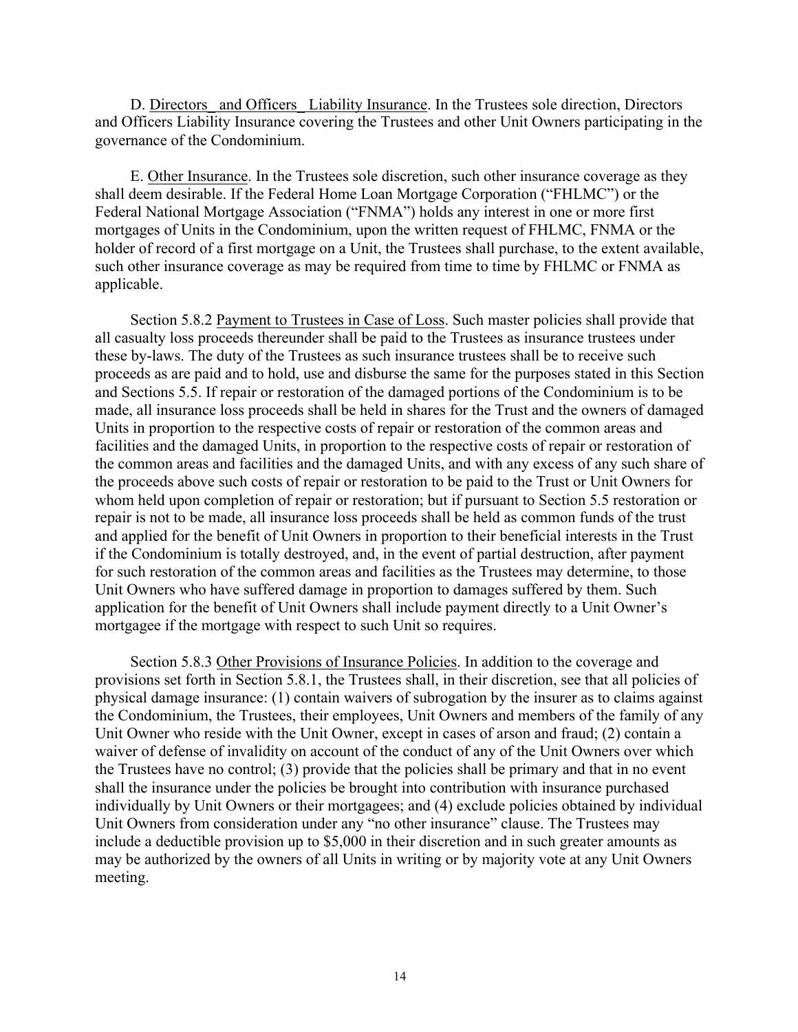D. <u>Directors_ and Officers_ Liability Insurance</u>. In the Trustees sole direction, Directors and Officers Liability Insurance covering the Trustees and other Unit Owners participating in the governance of the Condominium.

E. <u>Other Insurance</u>. In the Trustees sole discretion, such other insurance coverage as they shall deem desirable. If the Federal Home Loan Mortgage Corporation ("FHLMC") or the Federal National Mortgage Association ("FNMA") holds any interest in one or more first mortgages of Units in the Condominium, upon the written request of FHLMC, FNMA or the holder of record of a first mortgage on a Unit, the Trustees shall purchase, to the extent available, such other insurance coverage as may be required from time to time by FHLMC or FNMA as applicable.

Section 5.8.2 <u>Payment to Trustees in Case of Loss</u>. Such master policies shall provide that all casualty loss proceeds thereunder shall be paid to the Trustees as insurance trustees under these by-laws. The duty of the Trustees as such insurance trustees shall be to receive such proceeds as are paid and to hold, use and disburse the same for the purposes stated in this Section and Sections 5.5. If repair or restoration of the damaged portions of the Condominium is to be made, all insurance loss proceeds shall be held in shares for the Trust and the owners of damaged Units in proportion to the respective costs of repair or restoration of the common areas and facilities and the damaged Units, in proportion to the respective costs of repair or restoration of the common areas and facilities and the damaged Units, and with any excess of any such share of the proceeds above such costs of repair or restoration to be paid to the Trust or Unit Owners for whom held upon completion of repair or restoration; but if pursuant to Section 5.5 restoration or repair is not to be made, all insurance loss proceeds shall be held as common funds of the trust and applied for the benefit of Unit Owners in proportion to their beneficial interests in the Trust if the Condominium is totally destroyed, and, in the event of partial destruction, after payment for such restoration of the common areas and facilities as the Trustees may determine, to those Unit Owners who have suffered damage in proportion to damages suffered by them. Such application for the benefit of Unit Owners shall include payment directly to a Unit Owner's mortgagee if the mortgage with respect to such Unit so requires.

Section 5.8.3 <u>Other Provisions of Insurance Policies</u>. In addition to the coverage and provisions set forth in Section 5.8.1, the Trustees shall, in their discretion, see that all policies of physical damage insurance: (1) contain waivers of subrogation by the insurer as to claims against the Condominium, the Trustees, their employees, Unit Owners and members of the family of any Unit Owner who reside with the Unit Owner, except in cases of arson and fraud; (2) contain a waiver of defense of invalidity on account of the conduct of any of the Unit Owners over which the Trustees have no control; (3) provide that the policies shall be primary and that in no event shall the insurance under the policies be brought into contribution with insurance purchased individually by Unit Owners or their mortgagees; and (4) exclude policies obtained by individual Unit Owners from consideration under any "no other insurance" clause. The Trustees may include a deductible provision up to $5,000 in their discretion and in such greater amounts as may be authorized by the owners of all Units in writing or by majority vote at any Unit Owners meeting.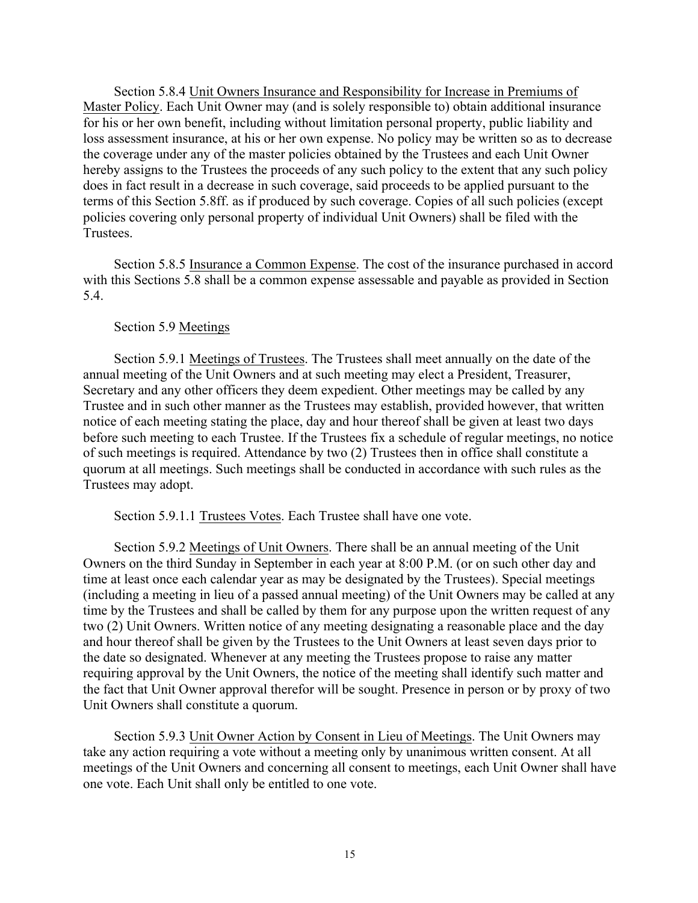Section 5.8.4 Unit Owners Insurance and Responsibility for Increase in Premiums of Master Policy. Each Unit Owner may (and is solely responsible to) obtain additional insurance for his or her own benefit, including without limitation personal property, public liability and loss assessment insurance, at his or her own expense. No policy may be written so as to decrease the coverage under any of the master policies obtained by the Trustees and each Unit Owner hereby assigns to the Trustees the proceeds of any such policy to the extent that any such policy does in fact result in a decrease in such coverage, said proceeds to be applied pursuant to the terms of this Section 5.8ff. as if produced by such coverage. Copies of all such policies (except policies covering only personal property of individual Unit Owners) shall be filed with the Trustees.

Section 5.8.5 Insurance a Common Expense. The cost of the insurance purchased in accord with this Sections 5.8 shall be a common expense assessable and payable as provided in Section 5.4.

Section 5.9 Meetings

Section 5.9.1 Meetings of Trustees. The Trustees shall meet annually on the date of the annual meeting of the Unit Owners and at such meeting may elect a President, Treasurer, Secretary and any other officers they deem expedient. Other meetings may be called by any Trustee and in such other manner as the Trustees may establish, provided however, that written notice of each meeting stating the place, day and hour thereof shall be given at least two days before such meeting to each Trustee. If the Trustees fix a schedule of regular meetings, no notice of such meetings is required. Attendance by two (2) Trustees then in office shall constitute a quorum at all meetings. Such meetings shall be conducted in accordance with such rules as the Trustees may adopt.

Section 5.9.1.1 Trustees Votes. Each Trustee shall have one vote.

Section 5.9.2 Meetings of Unit Owners. There shall be an annual meeting of the Unit Owners on the third Sunday in September in each year at 8:00 P.M. (or on such other day and time at least once each calendar year as may be designated by the Trustees). Special meetings (including a meeting in lieu of a passed annual meeting) of the Unit Owners may be called at any time by the Trustees and shall be called by them for any purpose upon the written request of any two (2) Unit Owners. Written notice of any meeting designating a reasonable place and the day and hour thereof shall be given by the Trustees to the Unit Owners at least seven days prior to the date so designated. Whenever at any meeting the Trustees propose to raise any matter requiring approval by the Unit Owners, the notice of the meeting shall identify such matter and the fact that Unit Owner approval therefor will be sought. Presence in person or by proxy of two Unit Owners shall constitute a quorum.

Section 5.9.3 Unit Owner Action by Consent in Lieu of Meetings. The Unit Owners may take any action requiring a vote without a meeting only by unanimous written consent. At all meetings of the Unit Owners and concerning all consent to meetings, each Unit Owner shall have one vote. Each Unit shall only be entitled to one vote.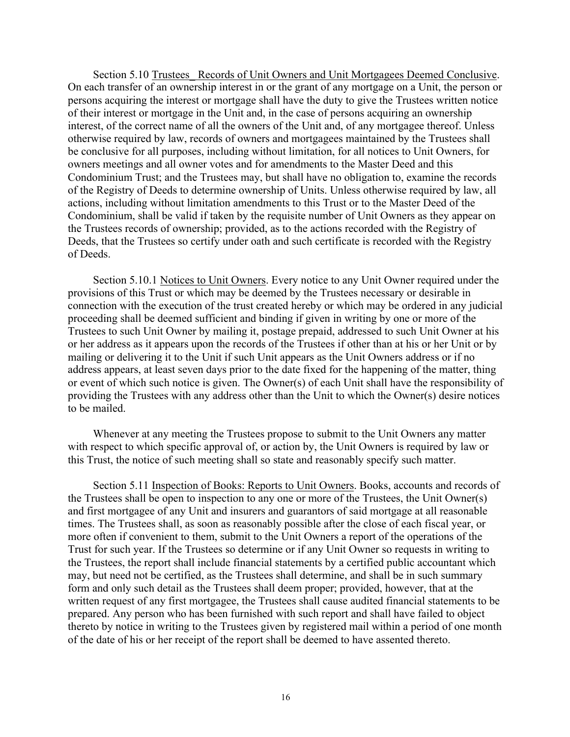Section 5.10 Trustees_ Records of Unit Owners and Unit Mortgagees Deemed Conclusive. On each transfer of an ownership interest in or the grant of any mortgage on a Unit, the person or persons acquiring the interest or mortgage shall have the duty to give the Trustees written notice of their interest or mortgage in the Unit and, in the case of persons acquiring an ownership interest, of the correct name of all the owners of the Unit and, of any mortgagee thereof. Unless otherwise required by law, records of owners and mortgagees maintained by the Trustees shall be conclusive for all purposes, including without limitation, for all notices to Unit Owners, for owners meetings and all owner votes and for amendments to the Master Deed and this Condominium Trust; and the Trustees may, but shall have no obligation to, examine the records of the Registry of Deeds to determine ownership of Units. Unless otherwise required by law, all actions, including without limitation amendments to this Trust or to the Master Deed of the Condominium, shall be valid if taken by the requisite number of Unit Owners as they appear on the Trustees records of ownership; provided, as to the actions recorded with the Registry of Deeds, that the Trustees so certify under oath and such certificate is recorded with the Registry of Deeds.

Section 5.10.1 Notices to Unit Owners. Every notice to any Unit Owner required under the provisions of this Trust or which may be deemed by the Trustees necessary or desirable in connection with the execution of the trust created hereby or which may be ordered in any judicial proceeding shall be deemed sufficient and binding if given in writing by one or more of the Trustees to such Unit Owner by mailing it, postage prepaid, addressed to such Unit Owner at his or her address as it appears upon the records of the Trustees if other than at his or her Unit or by mailing or delivering it to the Unit if such Unit appears as the Unit Owners address or if no address appears, at least seven days prior to the date fixed for the happening of the matter, thing or event of which such notice is given. The Owner(s) of each Unit shall have the responsibility of providing the Trustees with any address other than the Unit to which the Owner(s) desire notices to be mailed.

Whenever at any meeting the Trustees propose to submit to the Unit Owners any matter with respect to which specific approval of, or action by, the Unit Owners is required by law or this Trust, the notice of such meeting shall so state and reasonably specify such matter.

Section 5.11 Inspection of Books: Reports to Unit Owners. Books, accounts and records of the Trustees shall be open to inspection to any one or more of the Trustees, the Unit Owner(s) and first mortgagee of any Unit and insurers and guarantors of said mortgage at all reasonable times. The Trustees shall, as soon as reasonably possible after the close of each fiscal year, or more often if convenient to them, submit to the Unit Owners a report of the operations of the Trust for such year. If the Trustees so determine or if any Unit Owner so requests in writing to the Trustees, the report shall include financial statements by a certified public accountant which may, but need not be certified, as the Trustees shall determine, and shall be in such summary form and only such detail as the Trustees shall deem proper; provided, however, that at the written request of any first mortgagee, the Trustees shall cause audited financial statements to be prepared. Any person who has been furnished with such report and shall have failed to object thereto by notice in writing to the Trustees given by registered mail within a period of one month of the date of his or her receipt of the report shall be deemed to have assented thereto.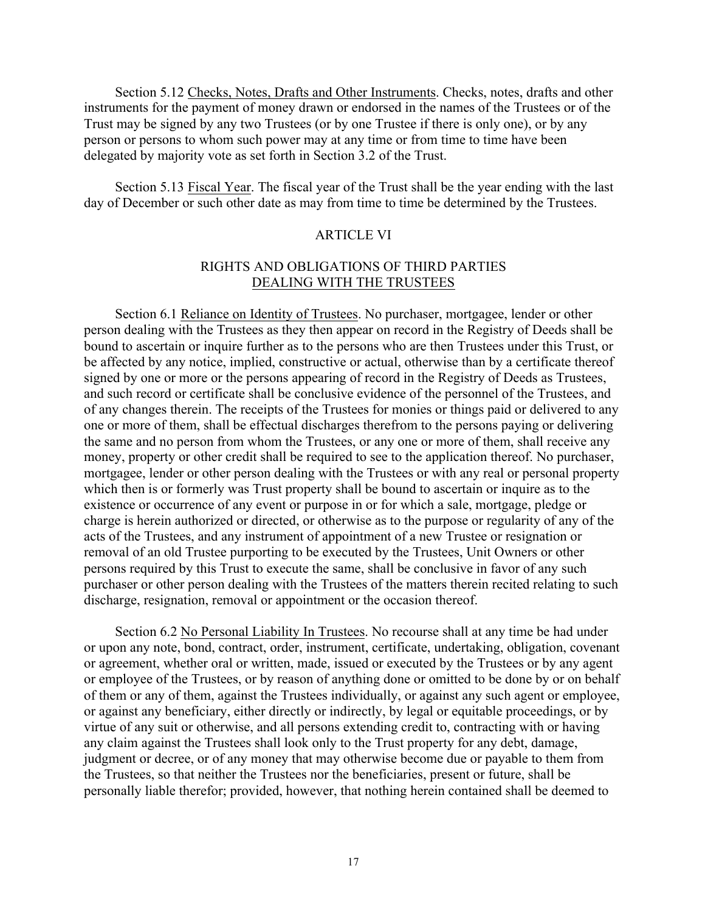Section 5.12 Checks, Notes, Drafts and Other Instruments. Checks, notes, drafts and other instruments for the payment of money drawn or endorsed in the names of the Trustees or of the Trust may be signed by any two Trustees (or by one Trustee if there is only one), or by any person or persons to whom such power may at any time or from time to time have been delegated by majority vote as set forth in Section 3.2 of the Trust.

Section 5.13 Fiscal Year. The fiscal year of the Trust shall be the year ending with the last day of December or such other date as may from time to time be determined by the Trustees.

## ARTICLE VI

## RIGHTS AND OBLIGATIONS OF THIRD PARTIES DEALING WITH THE TRUSTEES

Section 6.1 Reliance on Identity of Trustees. No purchaser, mortgagee, lender or other person dealing with the Trustees as they then appear on record in the Registry of Deeds shall be bound to ascertain or inquire further as to the persons who are then Trustees under this Trust, or be affected by any notice, implied, constructive or actual, otherwise than by a certificate thereof signed by one or more or the persons appearing of record in the Registry of Deeds as Trustees, and such record or certificate shall be conclusive evidence of the personnel of the Trustees, and of any changes therein. The receipts of the Trustees for monies or things paid or delivered to any one or more of them, shall be effectual discharges therefrom to the persons paying or delivering the same and no person from whom the Trustees, or any one or more of them, shall receive any money, property or other credit shall be required to see to the application thereof. No purchaser, mortgagee, lender or other person dealing with the Trustees or with any real or personal property which then is or formerly was Trust property shall be bound to ascertain or inquire as to the existence or occurrence of any event or purpose in or for which a sale, mortgage, pledge or charge is herein authorized or directed, or otherwise as to the purpose or regularity of any of the acts of the Trustees, and any instrument of appointment of a new Trustee or resignation or removal of an old Trustee purporting to be executed by the Trustees, Unit Owners or other persons required by this Trust to execute the same, shall be conclusive in favor of any such purchaser or other person dealing with the Trustees of the matters therein recited relating to such discharge, resignation, removal or appointment or the occasion thereof.

Section 6.2 No Personal Liability In Trustees. No recourse shall at any time be had under or upon any note, bond, contract, order, instrument, certificate, undertaking, obligation, covenant or agreement, whether oral or written, made, issued or executed by the Trustees or by any agent or employee of the Trustees, or by reason of anything done or omitted to be done by or on behalf of them or any of them, against the Trustees individually, or against any such agent or employee, or against any beneficiary, either directly or indirectly, by legal or equitable proceedings, or by virtue of any suit or otherwise, and all persons extending credit to, contracting with or having any claim against the Trustees shall look only to the Trust property for any debt, damage, judgment or decree, or of any money that may otherwise become due or payable to them from the Trustees, so that neither the Trustees nor the beneficiaries, present or future, shall be personally liable therefor; provided, however, that nothing herein contained shall be deemed to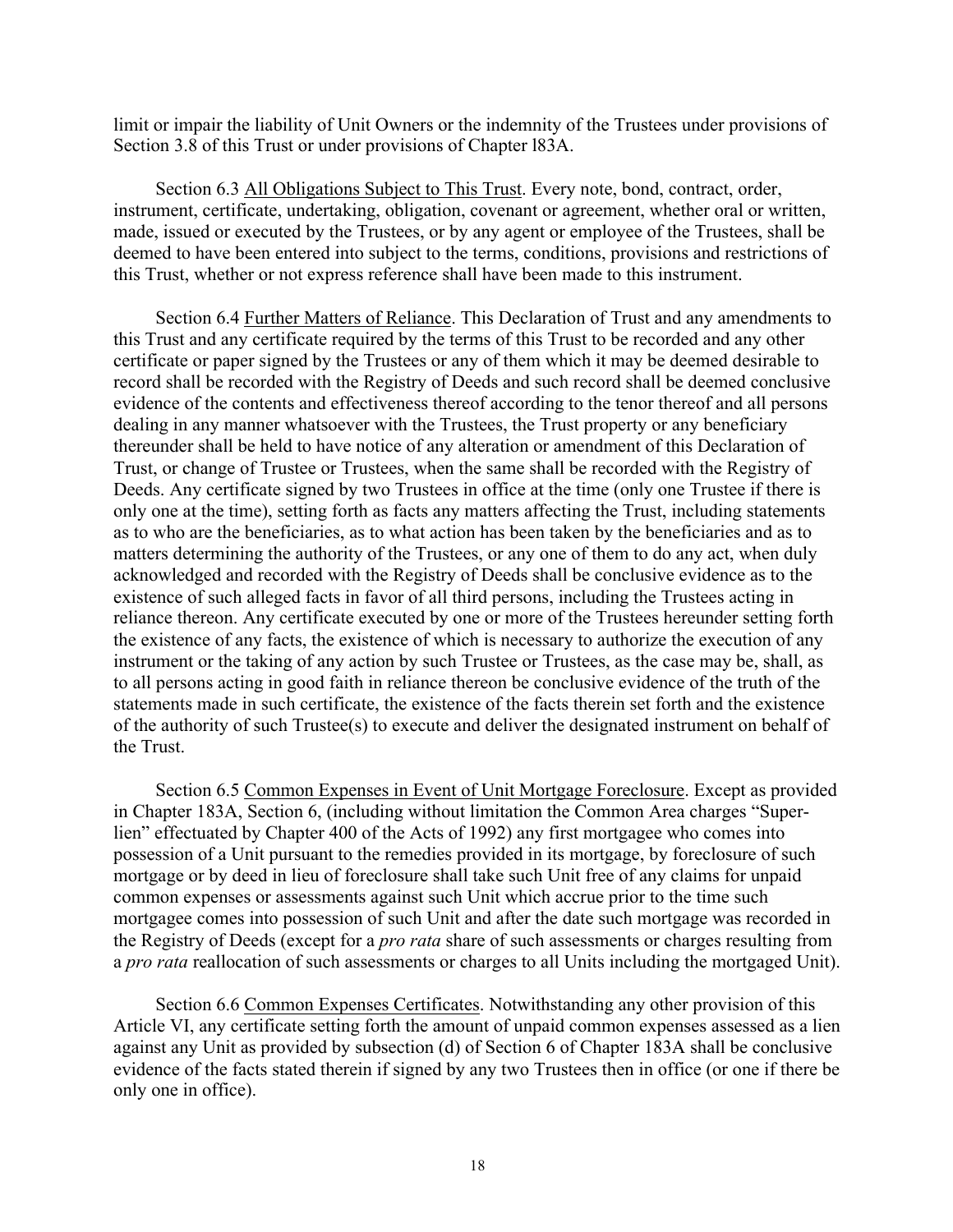limit or impair the liability of Unit Owners or the indemnity of the Trustees under provisions of Section 3.8 of this Trust or under provisions of Chapter l83A.

Section 6.3 All Obligations Subject to This Trust. Every note, bond, contract, order, instrument, certificate, undertaking, obligation, covenant or agreement, whether oral or written, made, issued or executed by the Trustees, or by any agent or employee of the Trustees, shall be deemed to have been entered into subject to the terms, conditions, provisions and restrictions of this Trust, whether or not express reference shall have been made to this instrument.

Section 6.4 Further Matters of Reliance. This Declaration of Trust and any amendments to this Trust and any certificate required by the terms of this Trust to be recorded and any other certificate or paper signed by the Trustees or any of them which it may be deemed desirable to record shall be recorded with the Registry of Deeds and such record shall be deemed conclusive evidence of the contents and effectiveness thereof according to the tenor thereof and all persons dealing in any manner whatsoever with the Trustees, the Trust property or any beneficiary thereunder shall be held to have notice of any alteration or amendment of this Declaration of Trust, or change of Trustee or Trustees, when the same shall be recorded with the Registry of Deeds. Any certificate signed by two Trustees in office at the time (only one Trustee if there is only one at the time), setting forth as facts any matters affecting the Trust, including statements as to who are the beneficiaries, as to what action has been taken by the beneficiaries and as to matters determining the authority of the Trustees, or any one of them to do any act, when duly acknowledged and recorded with the Registry of Deeds shall be conclusive evidence as to the existence of such alleged facts in favor of all third persons, including the Trustees acting in reliance thereon. Any certificate executed by one or more of the Trustees hereunder setting forth the existence of any facts, the existence of which is necessary to authorize the execution of any instrument or the taking of any action by such Trustee or Trustees, as the case may be, shall, as to all persons acting in good faith in reliance thereon be conclusive evidence of the truth of the statements made in such certificate, the existence of the facts therein set forth and the existence of the authority of such Trustee(s) to execute and deliver the designated instrument on behalf of the Trust.

Section 6.5 Common Expenses in Event of Unit Mortgage Foreclosure. Except as provided in Chapter 183A, Section 6, (including without limitation the Common Area charges "Super-lien" effectuated by Chapter 400 of the Acts of 1992) any first mortgagee who comes into possession of a Unit pursuant to the remedies provided in its mortgage, by foreclosure of such mortgage or by deed in lieu of foreclosure shall take such Unit free of any claims for unpaid common expenses or assessments against such Unit which accrue prior to the time such mortgagee comes into possession of such Unit and after the date such mortgage was recorded in the Registry of Deeds (except for a *pro rata* share of such assessments or charges resulting from a *pro rata* reallocation of such assessments or charges to all Units including the mortgaged Unit).

Section 6.6 Common Expenses Certificates. Notwithstanding any other provision of this Article VI, any certificate setting forth the amount of unpaid common expenses assessed as a lien against any Unit as provided by subsection (d) of Section 6 of Chapter 183A shall be conclusive evidence of the facts stated therein if signed by any two Trustees then in office (or one if there be only one in office).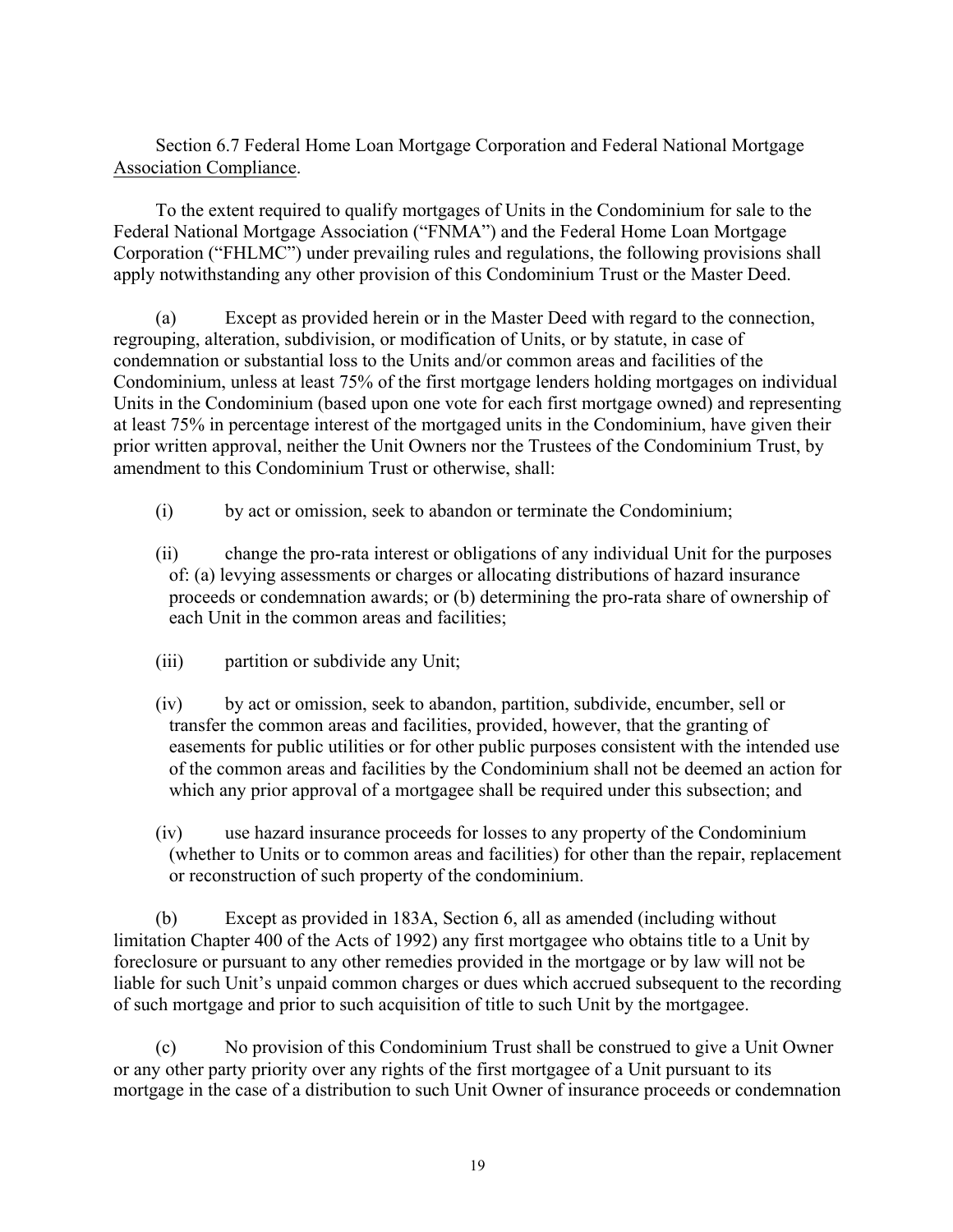Section 6.7 Federal Home Loan Mortgage Corporation and Federal National Mortgage Association Compliance.

To the extent required to qualify mortgages of Units in the Condominium for sale to the Federal National Mortgage Association ("FNMA") and the Federal Home Loan Mortgage Corporation ("FHLMC") under prevailing rules and regulations, the following provisions shall apply notwithstanding any other provision of this Condominium Trust or the Master Deed.

(a) Except as provided herein or in the Master Deed with regard to the connection, regrouping, alteration, subdivision, or modification of Units, or by statute, in case of condemnation or substantial loss to the Units and/or common areas and facilities of the Condominium, unless at least 75% of the first mortgage lenders holding mortgages on individual Units in the Condominium (based upon one vote for each first mortgage owned) and representing at least 75% in percentage interest of the mortgaged units in the Condominium, have given their prior written approval, neither the Unit Owners nor the Trustees of the Condominium Trust, by amendment to this Condominium Trust or otherwise, shall:

(i) by act or omission, seek to abandon or terminate the Condominium;

(ii) change the pro-rata interest or obligations of any individual Unit for the purposes of: (a) levying assessments or charges or allocating distributions of hazard insurance proceeds or condemnation awards; or (b) determining the pro-rata share of ownership of each Unit in the common areas and facilities;

(iii) partition or subdivide any Unit;

(iv) by act or omission, seek to abandon, partition, subdivide, encumber, sell or transfer the common areas and facilities, provided, however, that the granting of easements for public utilities or for other public purposes consistent with the intended use of the common areas and facilities by the Condominium shall not be deemed an action for which any prior approval of a mortgagee shall be required under this subsection; and

(iv) use hazard insurance proceeds for losses to any property of the Condominium (whether to Units or to common areas and facilities) for other than the repair, replacement or reconstruction of such property of the condominium.

(b) Except as provided in 183A, Section 6, all as amended (including without limitation Chapter 400 of the Acts of 1992) any first mortgagee who obtains title to a Unit by foreclosure or pursuant to any other remedies provided in the mortgage or by law will not be liable for such Unit's unpaid common charges or dues which accrued subsequent to the recording of such mortgage and prior to such acquisition of title to such Unit by the mortgagee.

(c) No provision of this Condominium Trust shall be construed to give a Unit Owner or any other party priority over any rights of the first mortgagee of a Unit pursuant to its mortgage in the case of a distribution to such Unit Owner of insurance proceeds or condemnation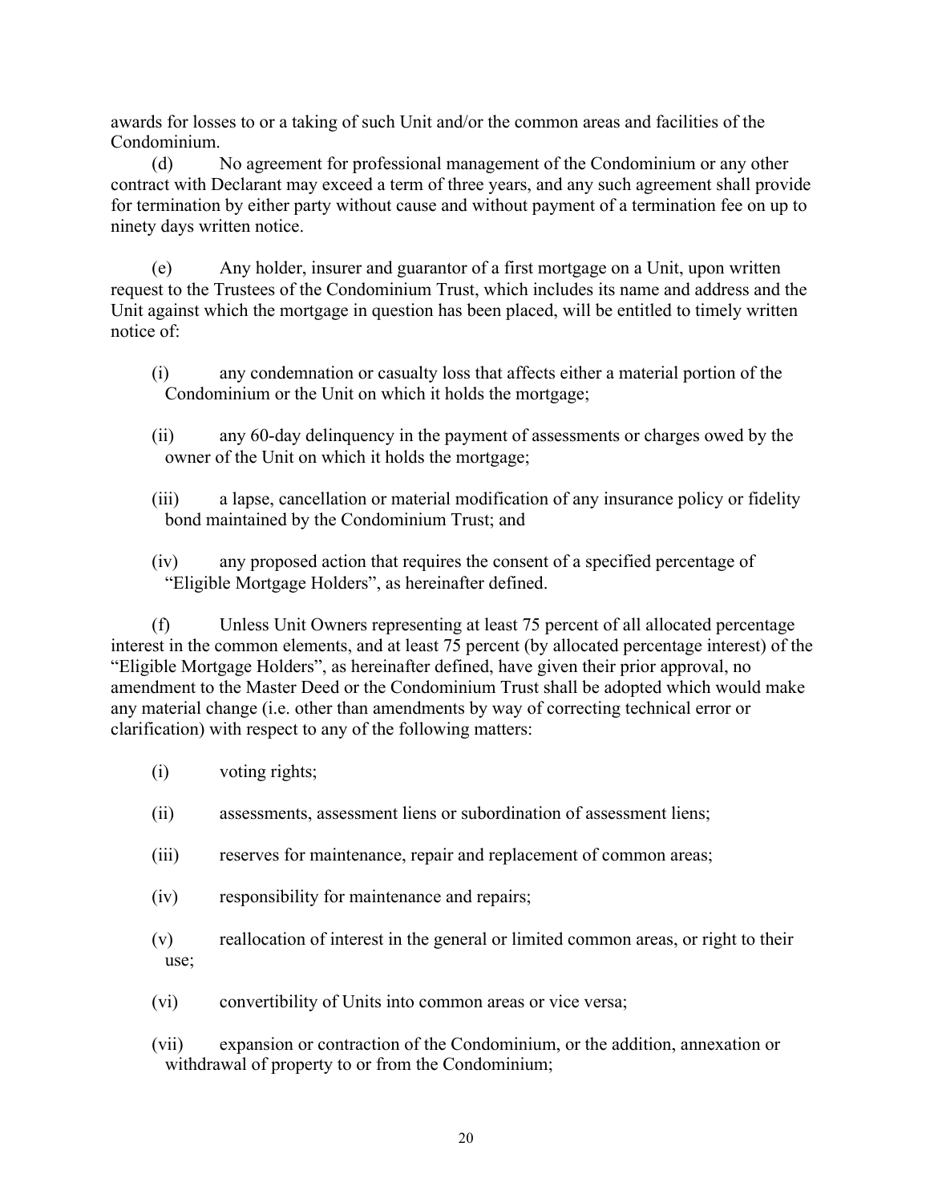awards for losses to or a taking of such Unit and/or the common areas and facilities of the Condominium.

(d) No agreement for professional management of the Condominium or any other contract with Declarant may exceed a term of three years, and any such agreement shall provide for termination by either party without cause and without payment of a termination fee on up to ninety days written notice.

(e) Any holder, insurer and guarantor of a first mortgage on a Unit, upon written request to the Trustees of the Condominium Trust, which includes its name and address and the Unit against which the mortgage in question has been placed, will be entitled to timely written notice of:

(i) any condemnation or casualty loss that affects either a material portion of the Condominium or the Unit on which it holds the mortgage;

(ii) any 60-day delinquency in the payment of assessments or charges owed by the owner of the Unit on which it holds the mortgage;

(iii) a lapse, cancellation or material modification of any insurance policy or fidelity bond maintained by the Condominium Trust; and

(iv) any proposed action that requires the consent of a specified percentage of "Eligible Mortgage Holders", as hereinafter defined.

(f) Unless Unit Owners representing at least 75 percent of all allocated percentage interest in the common elements, and at least 75 percent (by allocated percentage interest) of the "Eligible Mortgage Holders", as hereinafter defined, have given their prior approval, no amendment to the Master Deed or the Condominium Trust shall be adopted which would make any material change (i.e. other than amendments by way of correcting technical error or clarification) with respect to any of the following matters:

(i) voting rights;

(ii) assessments, assessment liens or subordination of assessment liens;

(iii) reserves for maintenance, repair and replacement of common areas;

(iv) responsibility for maintenance and repairs;

(v) reallocation of interest in the general or limited common areas, or right to their use;

(vi) convertibility of Units into common areas or vice versa;

(vii) expansion or contraction of the Condominium, or the addition, annexation or withdrawal of property to or from the Condominium;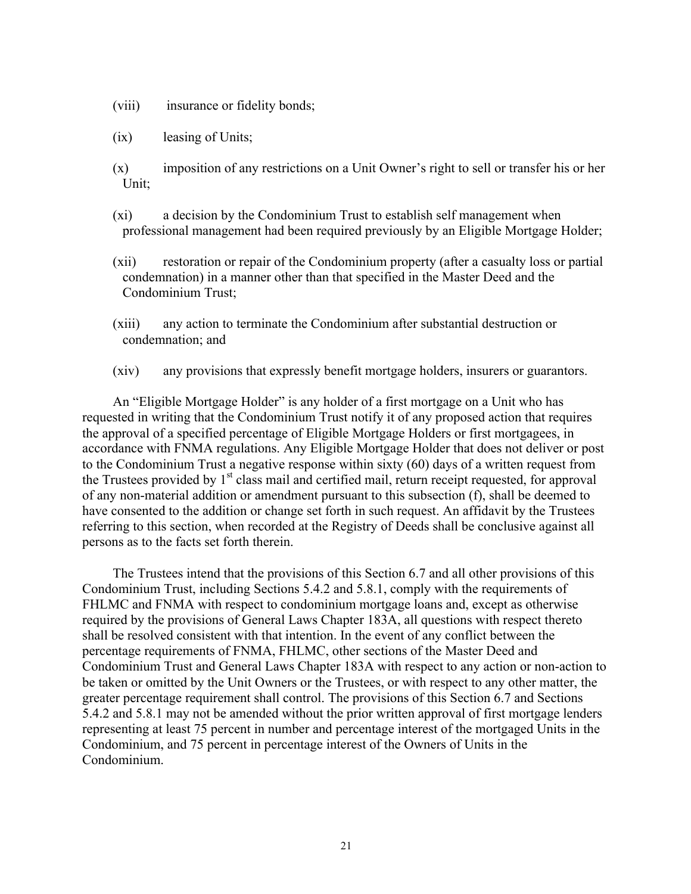(viii) insurance or fidelity bonds;

(ix) leasing of Units;

(x) imposition of any restrictions on a Unit Owner's right to sell or transfer his or her Unit;

(xi) a decision by the Condominium Trust to establish self management when professional management had been required previously by an Eligible Mortgage Holder;

(xii) restoration or repair of the Condominium property (after a casualty loss or partial condemnation) in a manner other than that specified in the Master Deed and the Condominium Trust;

(xiii) any action to terminate the Condominium after substantial destruction or condemnation; and

(xiv) any provisions that expressly benefit mortgage holders, insurers or guarantors.

An "Eligible Mortgage Holder" is any holder of a first mortgage on a Unit who has requested in writing that the Condominium Trust notify it of any proposed action that requires the approval of a specified percentage of Eligible Mortgage Holders or first mortgagees, in accordance with FNMA regulations. Any Eligible Mortgage Holder that does not deliver or post to the Condominium Trust a negative response within sixty (60) days of a written request from the Trustees provided by 1st class mail and certified mail, return receipt requested, for approval of any non-material addition or amendment pursuant to this subsection (f), shall be deemed to have consented to the addition or change set forth in such request. An affidavit by the Trustees referring to this section, when recorded at the Registry of Deeds shall be conclusive against all persons as to the facts set forth therein.

The Trustees intend that the provisions of this Section 6.7 and all other provisions of this Condominium Trust, including Sections 5.4.2 and 5.8.1, comply with the requirements of FHLMC and FNMA with respect to condominium mortgage loans and, except as otherwise required by the provisions of General Laws Chapter 183A, all questions with respect thereto shall be resolved consistent with that intention. In the event of any conflict between the percentage requirements of FNMA, FHLMC, other sections of the Master Deed and Condominium Trust and General Laws Chapter 183A with respect to any action or non-action to be taken or omitted by the Unit Owners or the Trustees, or with respect to any other matter, the greater percentage requirement shall control. The provisions of this Section 6.7 and Sections 5.4.2 and 5.8.1 may not be amended without the prior written approval of first mortgage lenders representing at least 75 percent in number and percentage interest of the mortgaged Units in the Condominium, and 75 percent in percentage interest of the Owners of Units in the Condominium.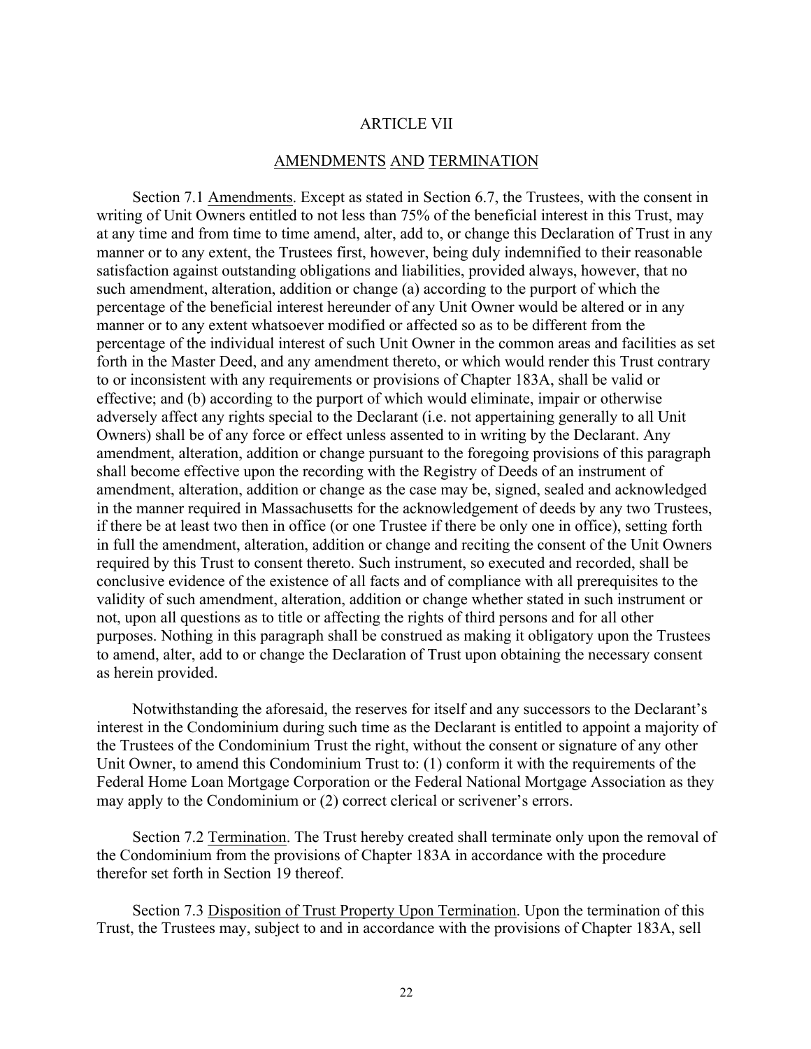# ARTICLE VII

## AMENDMENTS AND TERMINATION

Section 7.1 Amendments. Except as stated in Section 6.7, the Trustees, with the consent in writing of Unit Owners entitled to not less than 75% of the beneficial interest in this Trust, may at any time and from time to time amend, alter, add to, or change this Declaration of Trust in any manner or to any extent, the Trustees first, however, being duly indemnified to their reasonable satisfaction against outstanding obligations and liabilities, provided always, however, that no such amendment, alteration, addition or change (a) according to the purport of which the percentage of the beneficial interest hereunder of any Unit Owner would be altered or in any manner or to any extent whatsoever modified or affected so as to be different from the percentage of the individual interest of such Unit Owner in the common areas and facilities as set forth in the Master Deed, and any amendment thereto, or which would render this Trust contrary to or inconsistent with any requirements or provisions of Chapter 183A, shall be valid or effective; and (b) according to the purport of which would eliminate, impair or otherwise adversely affect any rights special to the Declarant (i.e. not appertaining generally to all Unit Owners) shall be of any force or effect unless assented to in writing by the Declarant. Any amendment, alteration, addition or change pursuant to the foregoing provisions of this paragraph shall become effective upon the recording with the Registry of Deeds of an instrument of amendment, alteration, addition or change as the case may be, signed, sealed and acknowledged in the manner required in Massachusetts for the acknowledgement of deeds by any two Trustees, if there be at least two then in office (or one Trustee if there be only one in office), setting forth in full the amendment, alteration, addition or change and reciting the consent of the Unit Owners required by this Trust to consent thereto. Such instrument, so executed and recorded, shall be conclusive evidence of the existence of all facts and of compliance with all prerequisites to the validity of such amendment, alteration, addition or change whether stated in such instrument or not, upon all questions as to title or affecting the rights of third persons and for all other purposes. Nothing in this paragraph shall be construed as making it obligatory upon the Trustees to amend, alter, add to or change the Declaration of Trust upon obtaining the necessary consent as herein provided.

Notwithstanding the aforesaid, the reserves for itself and any successors to the Declarant's interest in the Condominium during such time as the Declarant is entitled to appoint a majority of the Trustees of the Condominium Trust the right, without the consent or signature of any other Unit Owner, to amend this Condominium Trust to: (1) conform it with the requirements of the Federal Home Loan Mortgage Corporation or the Federal National Mortgage Association as they may apply to the Condominium or (2) correct clerical or scrivener's errors.

Section 7.2 Termination. The Trust hereby created shall terminate only upon the removal of the Condominium from the provisions of Chapter 183A in accordance with the procedure therefor set forth in Section 19 thereof.

Section 7.3 Disposition of Trust Property Upon Termination. Upon the termination of this Trust, the Trustees may, subject to and in accordance with the provisions of Chapter 183A, sell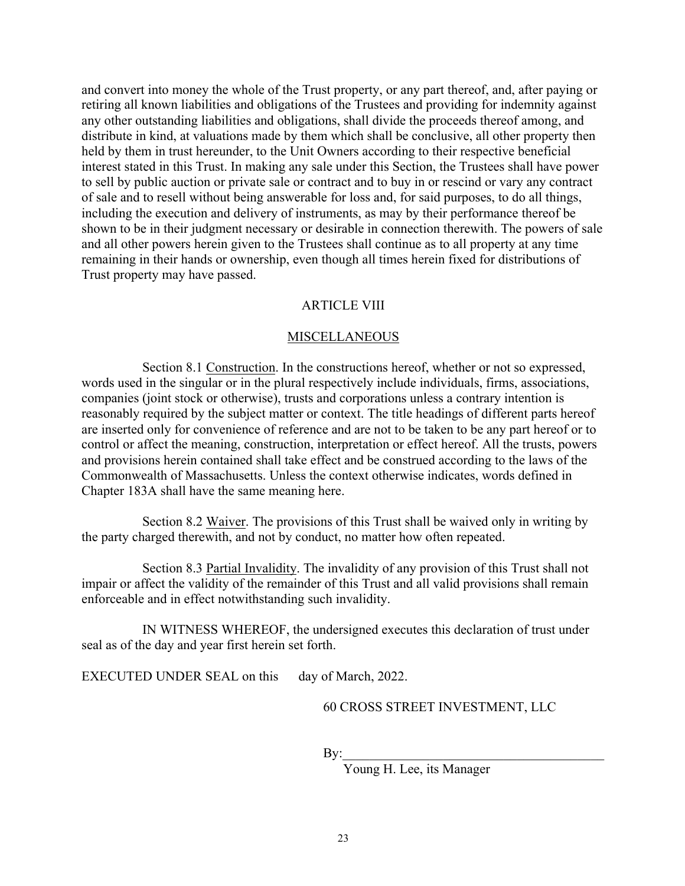and convert into money the whole of the Trust property, or any part thereof, and, after paying or retiring all known liabilities and obligations of the Trustees and providing for indemnity against any other outstanding liabilities and obligations, shall divide the proceeds thereof among, and distribute in kind, at valuations made by them which shall be conclusive, all other property then held by them in trust hereunder, to the Unit Owners according to their respective beneficial interest stated in this Trust. In making any sale under this Section, the Trustees shall have power to sell by public auction or private sale or contract and to buy in or rescind or vary any contract of sale and to resell without being answerable for loss and, for said purposes, to do all things, including the execution and delivery of instruments, as may by their performance thereof be shown to be in their judgment necessary or desirable in connection therewith. The powers of sale and all other powers herein given to the Trustees shall continue as to all property at any time remaining in their hands or ownership, even though all times herein fixed for distributions of Trust property may have passed.

## ARTICLE VIII

## MISCELLANEOUS

Section 8.1 Construction. In the constructions hereof, whether or not so expressed, words used in the singular or in the plural respectively include individuals, firms, associations, companies (joint stock or otherwise), trusts and corporations unless a contrary intention is reasonably required by the subject matter or context. The title headings of different parts hereof are inserted only for convenience of reference and are not to be taken to be any part hereof or to control or affect the meaning, construction, interpretation or effect hereof. All the trusts, powers and provisions herein contained shall take effect and be construed according to the laws of the Commonwealth of Massachusetts. Unless the context otherwise indicates, words defined in Chapter 183A shall have the same meaning here.

Section 8.2 Waiver. The provisions of this Trust shall be waived only in writing by the party charged therewith, and not by conduct, no matter how often repeated.

Section 8.3 Partial Invalidity. The invalidity of any provision of this Trust shall not impair or affect the validity of the remainder of this Trust and all valid provisions shall remain enforceable and in effect notwithstanding such invalidity.

IN WITNESS WHEREOF, the undersigned executes this declaration of trust under seal as of the day and year first herein set forth.

EXECUTED UNDER SEAL on this      day of March, 2022.

60 CROSS STREET INVESTMENT, LLC

By:\_\_\_\_\_\_\_\_\_\_\_\_\_\_\_\_\_\_\_\_\_\_\_\_\_\_\_\_\_\_\_\_\_\_\_\_\_\_\_\_

Young H. Lee, its Manager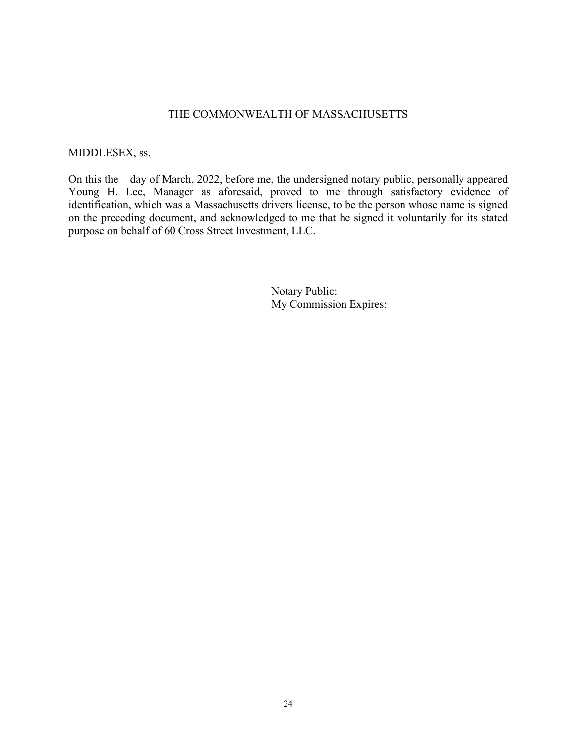THE COMMONWEALTH OF MASSACHUSETTS

MIDDLESEX, ss.

On this the day of March, 2022, before me, the undersigned notary public, personally appeared Young H. Lee, Manager as aforesaid, proved to me through satisfactory evidence of identification, which was a Massachusetts drivers license, to be the person whose name is signed on the preceding document, and acknowledged to me that he signed it voluntarily for its stated purpose on behalf of 60 Cross Street Investment, LLC.

\_\_\_\_\_\_\_\_\_\_\_\_\_\_\_\_\_\_\_\_\_\_\_\_\_\_\_\_\_\_\_\_

Notary Public:

My Commission Expires: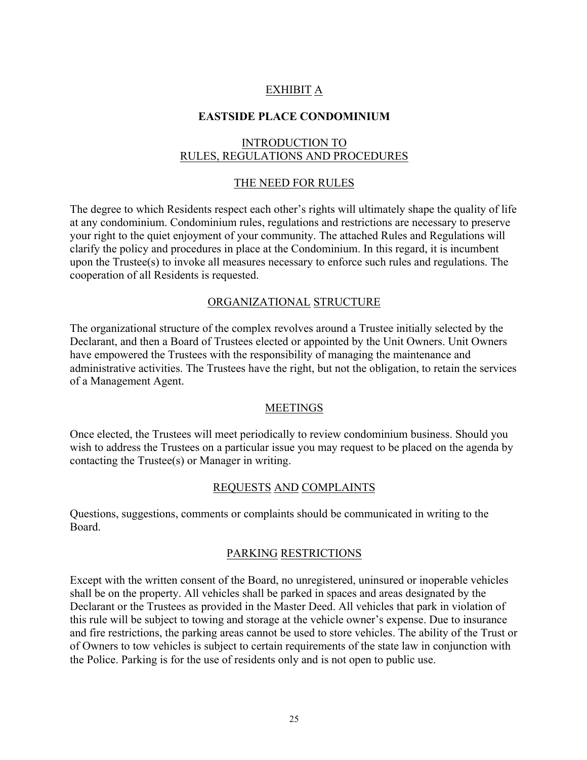# EXHIBIT A

## EASTSIDE PLACE CONDOMINIUM

### INTRODUCTION TO RULES, REGULATIONS AND PROCEDURES

### THE NEED FOR RULES

The degree to which Residents respect each other's rights will ultimately shape the quality of life at any condominium. Condominium rules, regulations and restrictions are necessary to preserve your right to the quiet enjoyment of your community. The attached Rules and Regulations will clarify the policy and procedures in place at the Condominium. In this regard, it is incumbent upon the Trustee(s) to invoke all measures necessary to enforce such rules and regulations. The cooperation of all Residents is requested.

### ORGANIZATIONAL STRUCTURE

The organizational structure of the complex revolves around a Trustee initially selected by the Declarant, and then a Board of Trustees elected or appointed by the Unit Owners. Unit Owners have empowered the Trustees with the responsibility of managing the maintenance and administrative activities. The Trustees have the right, but not the obligation, to retain the services of a Management Agent.

### MEETINGS

Once elected, the Trustees will meet periodically to review condominium business. Should you wish to address the Trustees on a particular issue you may request to be placed on the agenda by contacting the Trustee(s) or Manager in writing.

### REQUESTS AND COMPLAINTS

Questions, suggestions, comments or complaints should be communicated in writing to the Board.

### PARKING RESTRICTIONS

Except with the written consent of the Board, no unregistered, uninsured or inoperable vehicles shall be on the property. All vehicles shall be parked in spaces and areas designated by the Declarant or the Trustees as provided in the Master Deed. All vehicles that park in violation of this rule will be subject to towing and storage at the vehicle owner's expense. Due to insurance and fire restrictions, the parking areas cannot be used to store vehicles. The ability of the Trust or of Owners to tow vehicles is subject to certain requirements of the state law in conjunction with the Police. Parking is for the use of residents only and is not open to public use.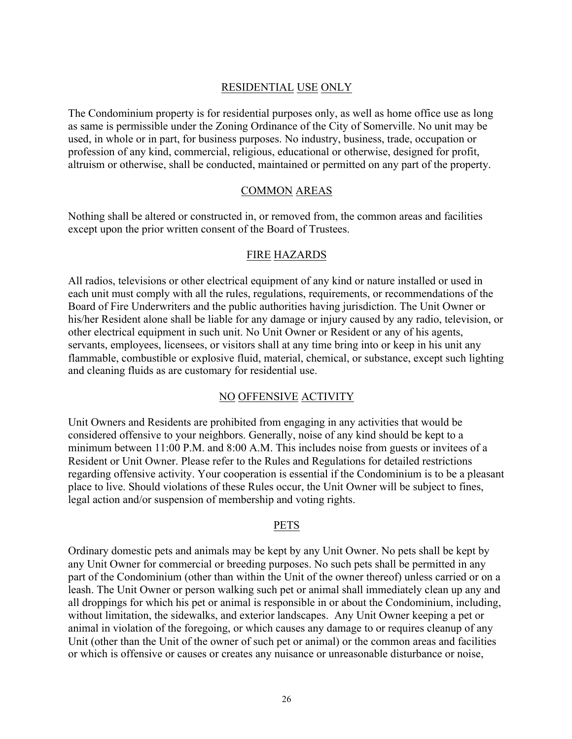## RESIDENTIAL USE ONLY

The Condominium property is for residential purposes only, as well as home office use as long as same is permissible under the Zoning Ordinance of the City of Somerville. No unit may be used, in whole or in part, for business purposes. No industry, business, trade, occupation or profession of any kind, commercial, religious, educational or otherwise, designed for profit, altruism or otherwise, shall be conducted, maintained or permitted on any part of the property.

## COMMON AREAS

Nothing shall be altered or constructed in, or removed from, the common areas and facilities except upon the prior written consent of the Board of Trustees.

## FIRE HAZARDS

All radios, televisions or other electrical equipment of any kind or nature installed or used in each unit must comply with all the rules, regulations, requirements, or recommendations of the Board of Fire Underwriters and the public authorities having jurisdiction. The Unit Owner or his/her Resident alone shall be liable for any damage or injury caused by any radio, television, or other electrical equipment in such unit. No Unit Owner or Resident or any of his agents, servants, employees, licensees, or visitors shall at any time bring into or keep in his unit any flammable, combustible or explosive fluid, material, chemical, or substance, except such lighting and cleaning fluids as are customary for residential use.

## NO OFFENSIVE ACTIVITY

Unit Owners and Residents are prohibited from engaging in any activities that would be considered offensive to your neighbors. Generally, noise of any kind should be kept to a minimum between 11:00 P.M. and 8:00 A.M. This includes noise from guests or invitees of a Resident or Unit Owner. Please refer to the Rules and Regulations for detailed restrictions regarding offensive activity. Your cooperation is essential if the Condominium is to be a pleasant place to live. Should violations of these Rules occur, the Unit Owner will be subject to fines, legal action and/or suspension of membership and voting rights.

## PETS

Ordinary domestic pets and animals may be kept by any Unit Owner. No pets shall be kept by any Unit Owner for commercial or breeding purposes. No such pets shall be permitted in any part of the Condominium (other than within the Unit of the owner thereof) unless carried or on a leash. The Unit Owner or person walking such pet or animal shall immediately clean up any and all droppings for which his pet or animal is responsible in or about the Condominium, including, without limitation, the sidewalks, and exterior landscapes. Any Unit Owner keeping a pet or animal in violation of the foregoing, or which causes any damage to or requires cleanup of any Unit (other than the Unit of the owner of such pet or animal) or the common areas and facilities or which is offensive or causes or creates any nuisance or unreasonable disturbance or noise,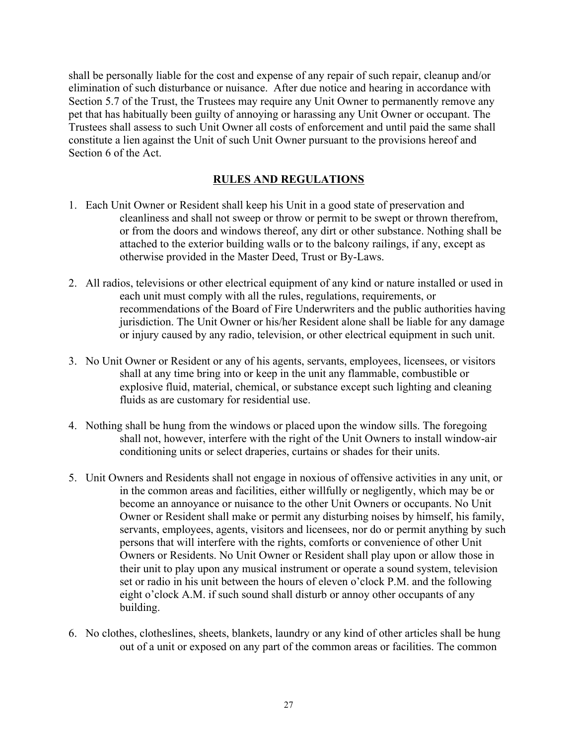shall be personally liable for the cost and expense of any repair of such repair, cleanup and/or elimination of such disturbance or nuisance. After due notice and hearing in accordance with Section 5.7 of the Trust, the Trustees may require any Unit Owner to permanently remove any pet that has habitually been guilty of annoying or harassing any Unit Owner or occupant. The Trustees shall assess to such Unit Owner all costs of enforcement and until paid the same shall constitute a lien against the Unit of such Unit Owner pursuant to the provisions hereof and Section 6 of the Act.

## RULES AND REGULATIONS

1. Each Unit Owner or Resident shall keep his Unit in a good state of preservation and cleanliness and shall not sweep or throw or permit to be swept or thrown therefrom, or from the doors and windows thereof, any dirt or other substance. Nothing shall be attached to the exterior building walls or to the balcony railings, if any, except as otherwise provided in the Master Deed, Trust or By-Laws.

2. All radios, televisions or other electrical equipment of any kind or nature installed or used in each unit must comply with all the rules, regulations, requirements, or recommendations of the Board of Fire Underwriters and the public authorities having jurisdiction. The Unit Owner or his/her Resident alone shall be liable for any damage or injury caused by any radio, television, or other electrical equipment in such unit.

3. No Unit Owner or Resident or any of his agents, servants, employees, licensees, or visitors shall at any time bring into or keep in the unit any flammable, combustible or explosive fluid, material, chemical, or substance except such lighting and cleaning fluids as are customary for residential use.

4. Nothing shall be hung from the windows or placed upon the window sills. The foregoing shall not, however, interfere with the right of the Unit Owners to install window-air conditioning units or select draperies, curtains or shades for their units.

5. Unit Owners and Residents shall not engage in noxious of offensive activities in any unit, or in the common areas and facilities, either willfully or negligently, which may be or become an annoyance or nuisance to the other Unit Owners or occupants. No Unit Owner or Resident shall make or permit any disturbing noises by himself, his family, servants, employees, agents, visitors and licensees, nor do or permit anything by such persons that will interfere with the rights, comforts or convenience of other Unit Owners or Residents. No Unit Owner or Resident shall play upon or allow those in their unit to play upon any musical instrument or operate a sound system, television set or radio in his unit between the hours of eleven o'clock P.M. and the following eight o'clock A.M. if such sound shall disturb or annoy other occupants of any building.

6. No clothes, clotheslines, sheets, blankets, laundry or any kind of other articles shall be hung out of a unit or exposed on any part of the common areas or facilities. The common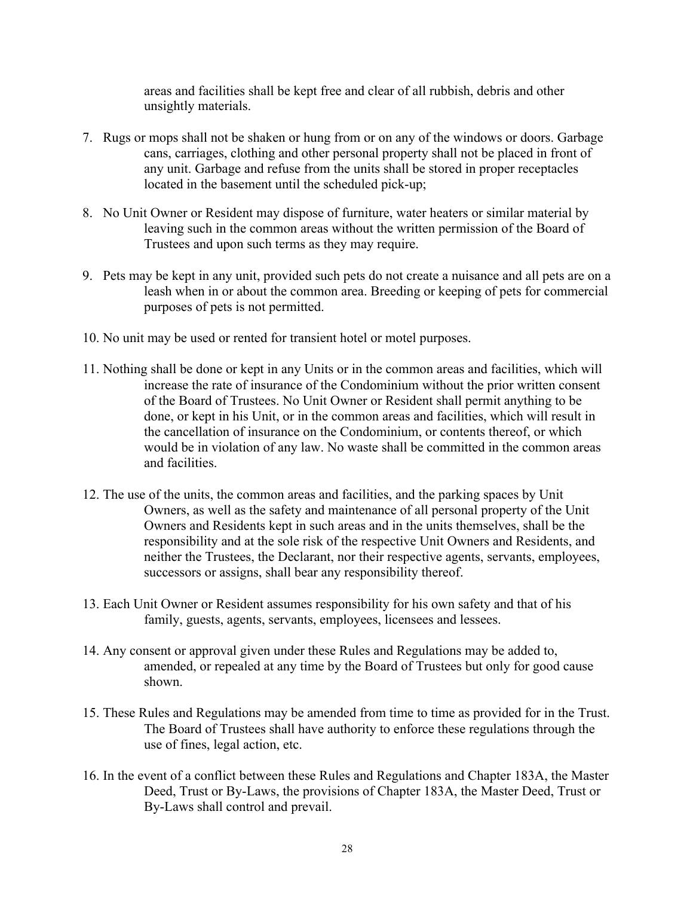areas and facilities shall be kept free and clear of all rubbish, debris and other unsightly materials.

7. Rugs or mops shall not be shaken or hung from or on any of the windows or doors. Garbage cans, carriages, clothing and other personal property shall not be placed in front of any unit. Garbage and refuse from the units shall be stored in proper receptacles located in the basement until the scheduled pick-up;

8. No Unit Owner or Resident may dispose of furniture, water heaters or similar material by leaving such in the common areas without the written permission of the Board of Trustees and upon such terms as they may require.

9. Pets may be kept in any unit, provided such pets do not create a nuisance and all pets are on a leash when in or about the common area. Breeding or keeping of pets for commercial purposes of pets is not permitted.

10. No unit may be used or rented for transient hotel or motel purposes.

11. Nothing shall be done or kept in any Units or in the common areas and facilities, which will increase the rate of insurance of the Condominium without the prior written consent of the Board of Trustees. No Unit Owner or Resident shall permit anything to be done, or kept in his Unit, or in the common areas and facilities, which will result in the cancellation of insurance on the Condominium, or contents thereof, or which would be in violation of any law. No waste shall be committed in the common areas and facilities.

12. The use of the units, the common areas and facilities, and the parking spaces by Unit Owners, as well as the safety and maintenance of all personal property of the Unit Owners and Residents kept in such areas and in the units themselves, shall be the responsibility and at the sole risk of the respective Unit Owners and Residents, and neither the Trustees, the Declarant, nor their respective agents, servants, employees, successors or assigns, shall bear any responsibility thereof.

13. Each Unit Owner or Resident assumes responsibility for his own safety and that of his family, guests, agents, servants, employees, licensees and lessees.

14. Any consent or approval given under these Rules and Regulations may be added to, amended, or repealed at any time by the Board of Trustees but only for good cause shown.

15. These Rules and Regulations may be amended from time to time as provided for in the Trust. The Board of Trustees shall have authority to enforce these regulations through the use of fines, legal action, etc.

16. In the event of a conflict between these Rules and Regulations and Chapter 183A, the Master Deed, Trust or By-Laws, the provisions of Chapter 183A, the Master Deed, Trust or By-Laws shall control and prevail.